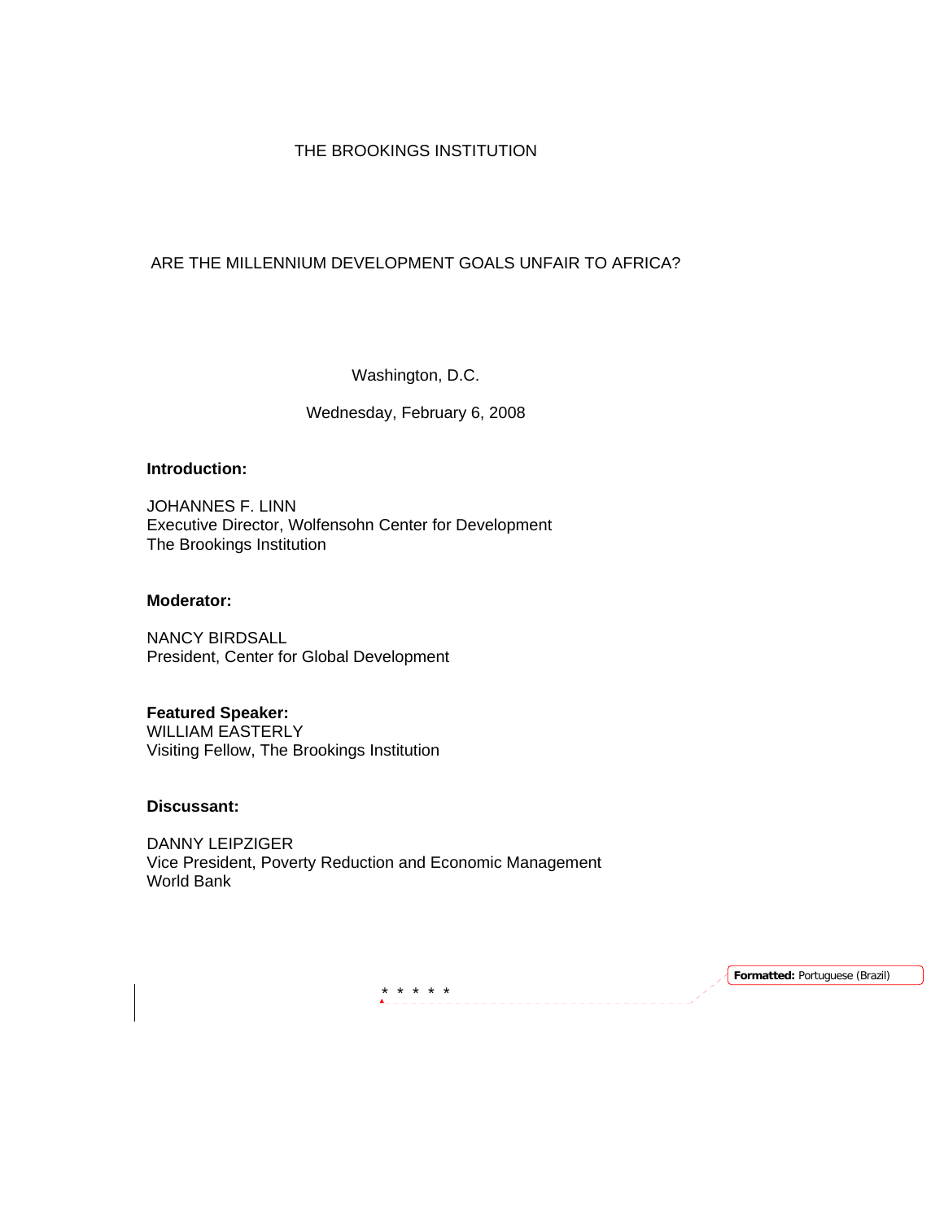THE BROOKINGS INSTITUTION

ARE THE MILLENNIUM DEVELOPMENT GOALS UNFAIR TO AFRICA?

Washington, D.C.

Wednesday, February 6, 2008

**Introduction:**

JOHANNES F. LINN
Executive Director, Wolfensohn Center for Development
The Brookings Institution

**Moderator:**

NANCY BIRDSALL
President, Center for Global Development

**Featured Speaker:**
WILLIAM EASTERLY
Visiting Fellow, The Brookings Institution

**Discussant:**

DANNY LEIPZIGER
Vice President, Poverty Reduction and Economic Management
World Bank

\* \* \* \* \*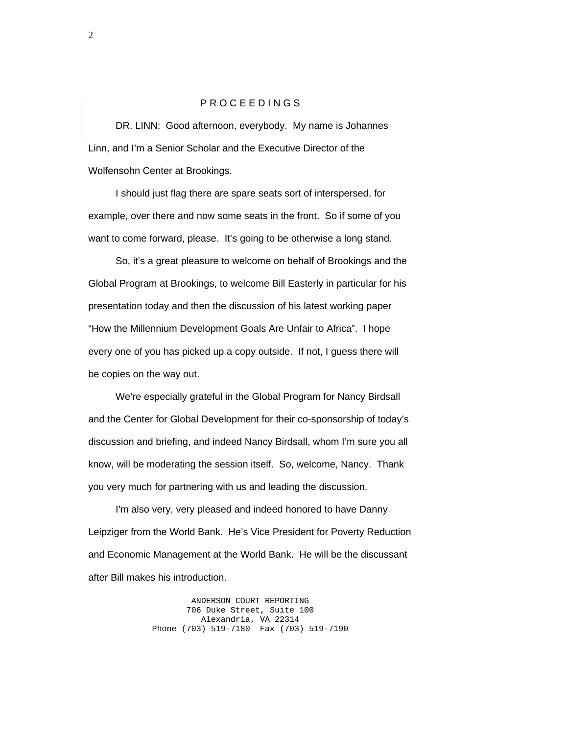P R O C E E D I N G S

DR. LINN: Good afternoon, everybody. My name is Johannes Linn, and I'm a Senior Scholar and the Executive Director of the Wolfensohn Center at Brookings.

I should just flag there are spare seats sort of interspersed, for example, over there and now some seats in the front. So if some of you want to come forward, please. It's going to be otherwise a long stand.

So, it's a great pleasure to welcome on behalf of Brookings and the Global Program at Brookings, to welcome Bill Easterly in particular for his presentation today and then the discussion of his latest working paper "How the Millennium Development Goals Are Unfair to Africa". I hope every one of you has picked up a copy outside. If not, I guess there will be copies on the way out.

We're especially grateful in the Global Program for Nancy Birdsall and the Center for Global Development for their co-sponsorship of today's discussion and briefing, and indeed Nancy Birdsall, whom I'm sure you all know, will be moderating the session itself. So, welcome, Nancy. Thank you very much for partnering with us and leading the discussion.

I'm also very, very pleased and indeed honored to have Danny Leipziger from the World Bank. He's Vice President for Poverty Reduction and Economic Management at the World Bank. He will be the discussant after Bill makes his introduction.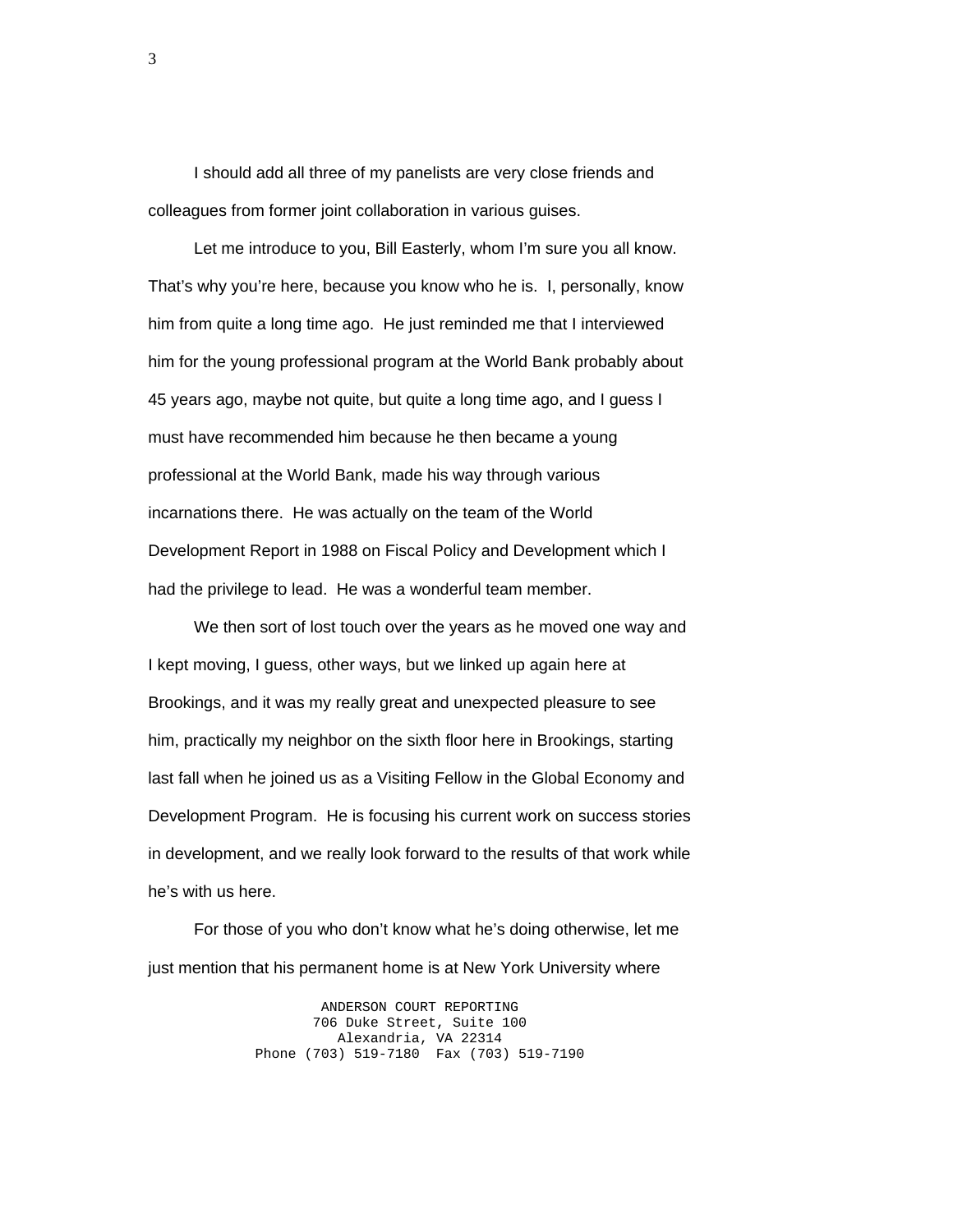I should add all three of my panelists are very close friends and colleagues from former joint collaboration in various guises.

Let me introduce to you, Bill Easterly, whom I'm sure you all know. That's why you're here, because you know who he is. I, personally, know him from quite a long time ago. He just reminded me that I interviewed him for the young professional program at the World Bank probably about 45 years ago, maybe not quite, but quite a long time ago, and I guess I must have recommended him because he then became a young professional at the World Bank, made his way through various incarnations there. He was actually on the team of the World Development Report in 1988 on Fiscal Policy and Development which I had the privilege to lead. He was a wonderful team member.

We then sort of lost touch over the years as he moved one way and I kept moving, I guess, other ways, but we linked up again here at Brookings, and it was my really great and unexpected pleasure to see him, practically my neighbor on the sixth floor here in Brookings, starting last fall when he joined us as a Visiting Fellow in the Global Economy and Development Program. He is focusing his current work on success stories in development, and we really look forward to the results of that work while he's with us here.

For those of you who don't know what he's doing otherwise, let me just mention that his permanent home is at New York University where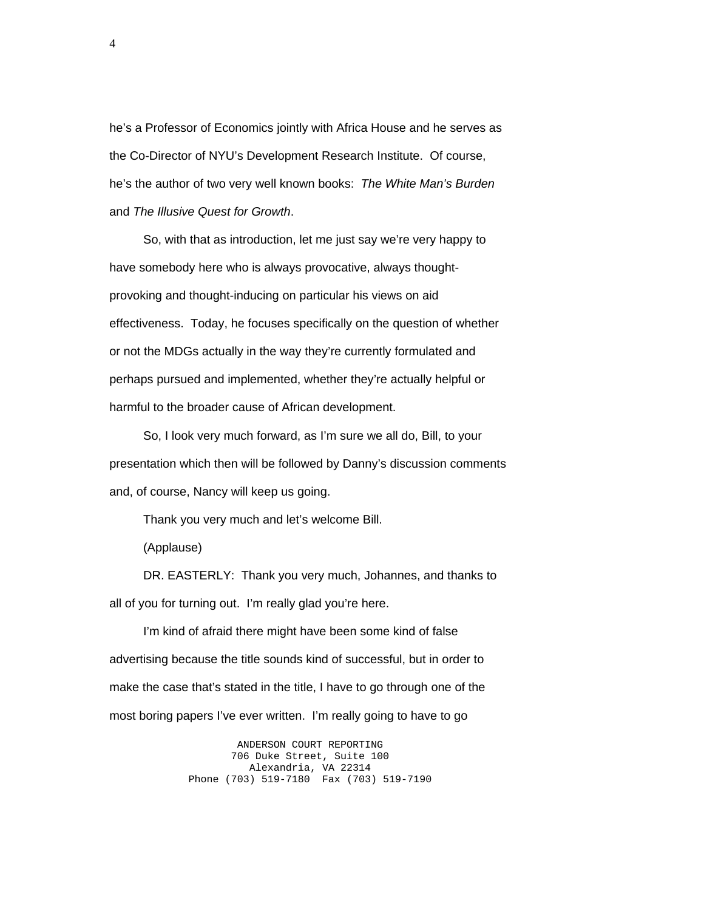he's a Professor of Economics jointly with Africa House and he serves as the Co-Director of NYU's Development Research Institute. Of course, he's the author of two very well known books: *The White Man's Burden* and *The Illusive Quest for Growth*.

So, with that as introduction, let me just say we're very happy to have somebody here who is always provocative, always thought-provoking and thought-inducing on particular his views on aid effectiveness. Today, he focuses specifically on the question of whether or not the MDGs actually in the way they're currently formulated and perhaps pursued and implemented, whether they're actually helpful or harmful to the broader cause of African development.

So, I look very much forward, as I'm sure we all do, Bill, to your presentation which then will be followed by Danny's discussion comments and, of course, Nancy will keep us going.

Thank you very much and let's welcome Bill.

(Applause)

DR. EASTERLY: Thank you very much, Johannes, and thanks to all of you for turning out. I'm really glad you're here.

I'm kind of afraid there might have been some kind of false advertising because the title sounds kind of successful, but in order to make the case that's stated in the title, I have to go through one of the most boring papers I've ever written. I'm really going to have to go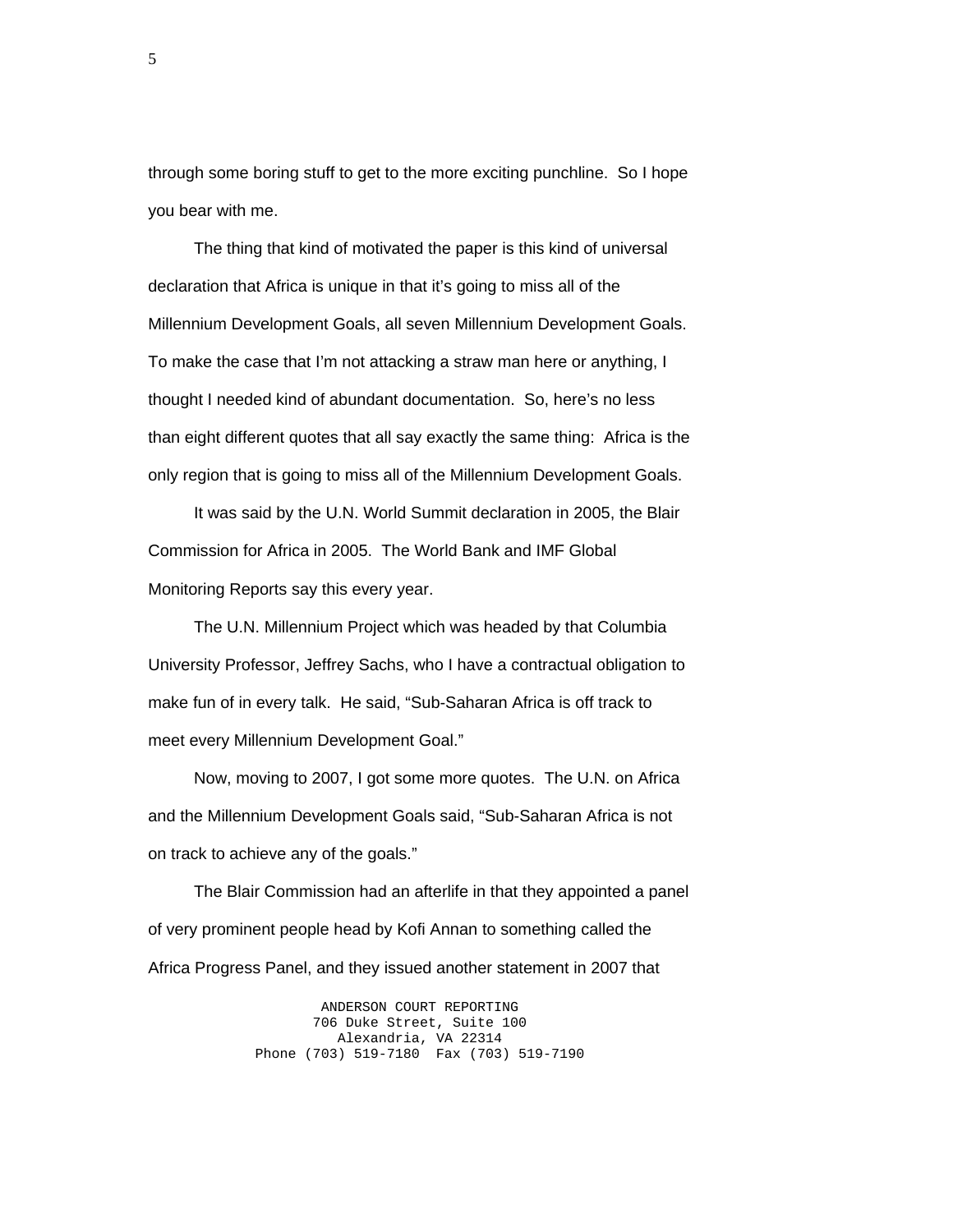through some boring stuff to get to the more exciting punchline. So I hope you bear with me.

The thing that kind of motivated the paper is this kind of universal declaration that Africa is unique in that it's going to miss all of the Millennium Development Goals, all seven Millennium Development Goals. To make the case that I'm not attacking a straw man here or anything, I thought I needed kind of abundant documentation. So, here's no less than eight different quotes that all say exactly the same thing: Africa is the only region that is going to miss all of the Millennium Development Goals.

It was said by the U.N. World Summit declaration in 2005, the Blair Commission for Africa in 2005. The World Bank and IMF Global Monitoring Reports say this every year.

The U.N. Millennium Project which was headed by that Columbia University Professor, Jeffrey Sachs, who I have a contractual obligation to make fun of in every talk. He said, "Sub-Saharan Africa is off track to meet every Millennium Development Goal."

Now, moving to 2007, I got some more quotes. The U.N. on Africa and the Millennium Development Goals said, "Sub-Saharan Africa is not on track to achieve any of the goals."

The Blair Commission had an afterlife in that they appointed a panel of very prominent people head by Kofi Annan to something called the Africa Progress Panel, and they issued another statement in 2007 that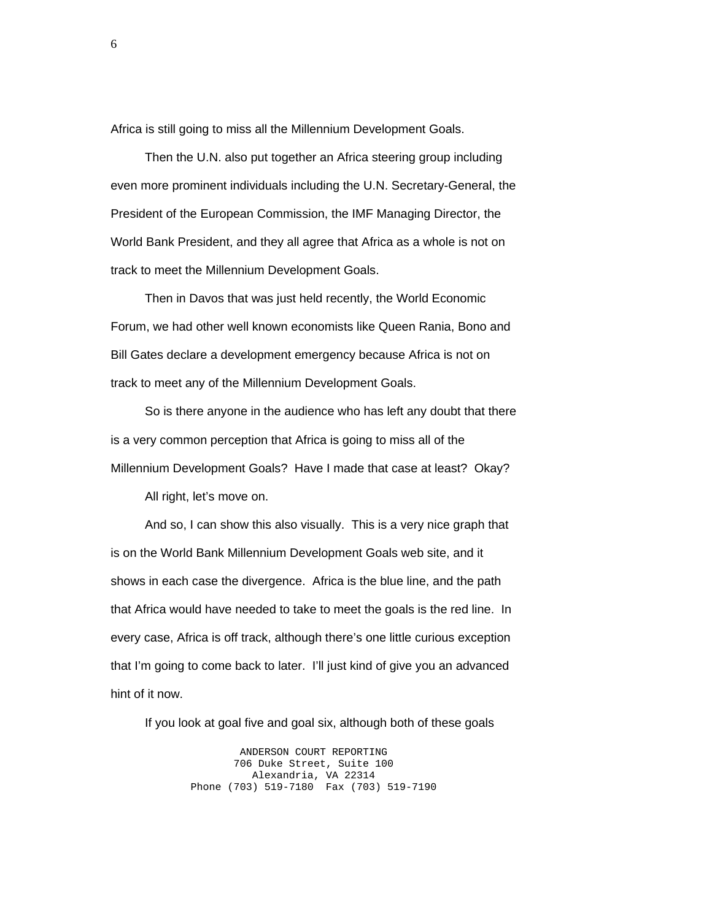Africa is still going to miss all the Millennium Development Goals.

Then the U.N. also put together an Africa steering group including even more prominent individuals including the U.N. Secretary-General, the President of the European Commission, the IMF Managing Director, the World Bank President, and they all agree that Africa as a whole is not on track to meet the Millennium Development Goals.

Then in Davos that was just held recently, the World Economic Forum, we had other well known economists like Queen Rania, Bono and Bill Gates declare a development emergency because Africa is not on track to meet any of the Millennium Development Goals.

So is there anyone in the audience who has left any doubt that there is a very common perception that Africa is going to miss all of the Millennium Development Goals? Have I made that case at least? Okay?

All right, let's move on.

And so, I can show this also visually. This is a very nice graph that is on the World Bank Millennium Development Goals web site, and it shows in each case the divergence. Africa is the blue line, and the path that Africa would have needed to take to meet the goals is the red line. In every case, Africa is off track, although there's one little curious exception that I'm going to come back to later. I'll just kind of give you an advanced hint of it now.

If you look at goal five and goal six, although both of these goals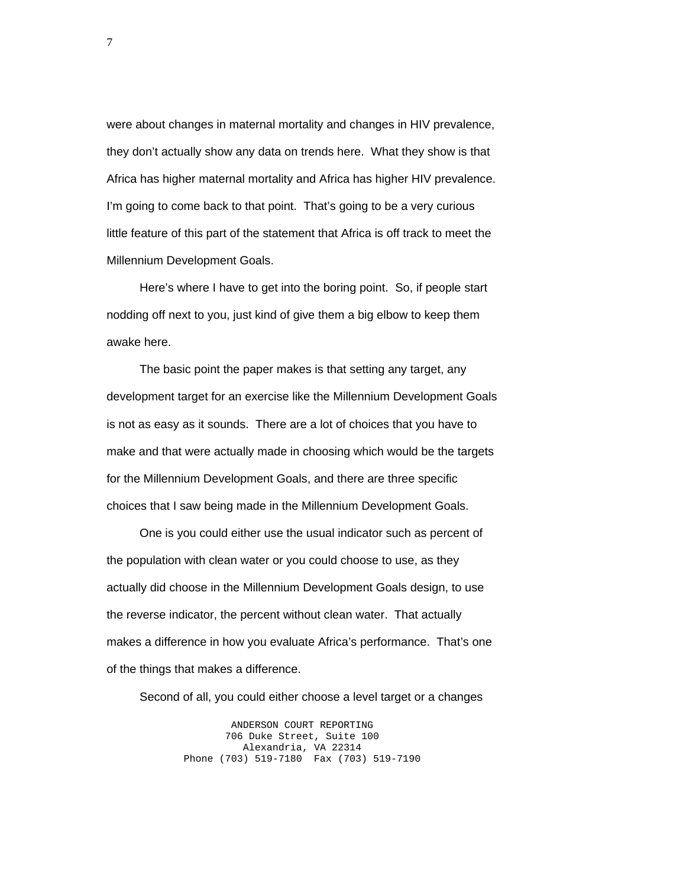were about changes in maternal mortality and changes in HIV prevalence, they don't actually show any data on trends here. What they show is that Africa has higher maternal mortality and Africa has higher HIV prevalence. I'm going to come back to that point. That's going to be a very curious little feature of this part of the statement that Africa is off track to meet the Millennium Development Goals.

Here's where I have to get into the boring point. So, if people start nodding off next to you, just kind of give them a big elbow to keep them awake here.

The basic point the paper makes is that setting any target, any development target for an exercise like the Millennium Development Goals is not as easy as it sounds. There are a lot of choices that you have to make and that were actually made in choosing which would be the targets for the Millennium Development Goals, and there are three specific choices that I saw being made in the Millennium Development Goals.

One is you could either use the usual indicator such as percent of the population with clean water or you could choose to use, as they actually did choose in the Millennium Development Goals design, to use the reverse indicator, the percent without clean water. That actually makes a difference in how you evaluate Africa's performance. That's one of the things that makes a difference.

Second of all, you could either choose a level target or a changes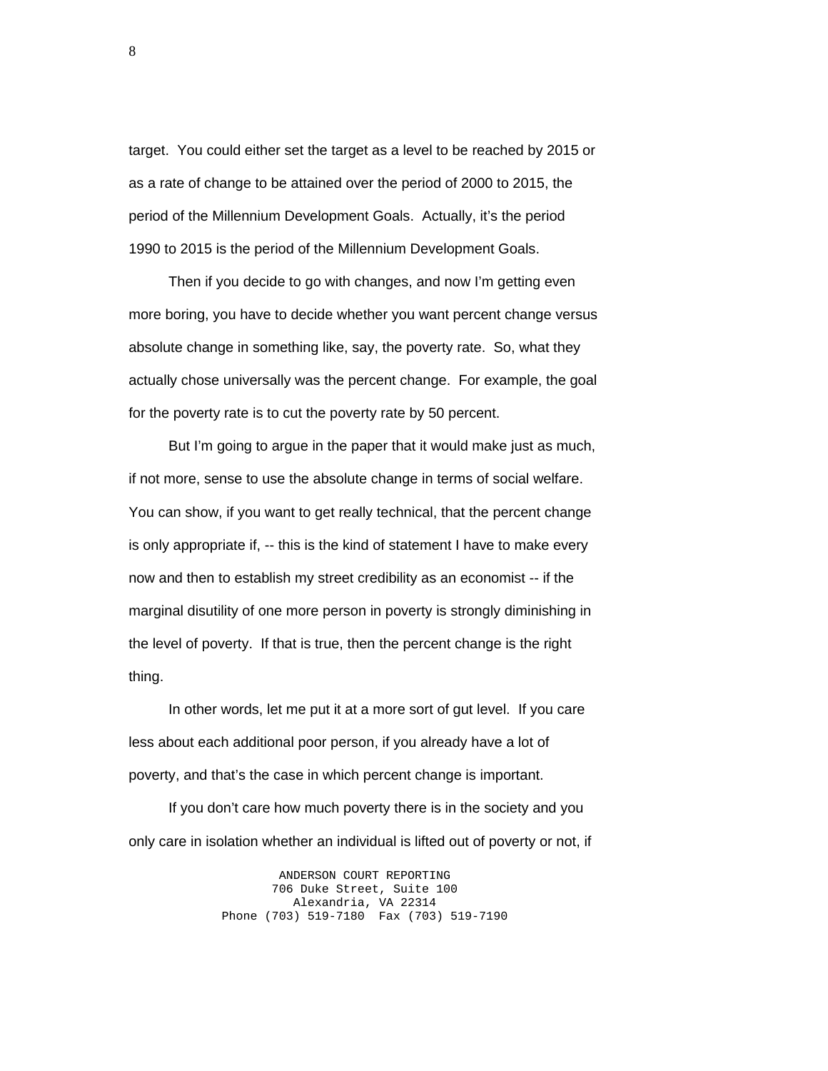target. You could either set the target as a level to be reached by 2015 or as a rate of change to be attained over the period of 2000 to 2015, the period of the Millennium Development Goals. Actually, it's the period 1990 to 2015 is the period of the Millennium Development Goals.

Then if you decide to go with changes, and now I'm getting even more boring, you have to decide whether you want percent change versus absolute change in something like, say, the poverty rate. So, what they actually chose universally was the percent change. For example, the goal for the poverty rate is to cut the poverty rate by 50 percent.

But I'm going to argue in the paper that it would make just as much, if not more, sense to use the absolute change in terms of social welfare. You can show, if you want to get really technical, that the percent change is only appropriate if, -- this is the kind of statement I have to make every now and then to establish my street credibility as an economist -- if the marginal disutility of one more person in poverty is strongly diminishing in the level of poverty. If that is true, then the percent change is the right thing.

In other words, let me put it at a more sort of gut level. If you care less about each additional poor person, if you already have a lot of poverty, and that's the case in which percent change is important.

If you don't care how much poverty there is in the society and you only care in isolation whether an individual is lifted out of poverty or not, if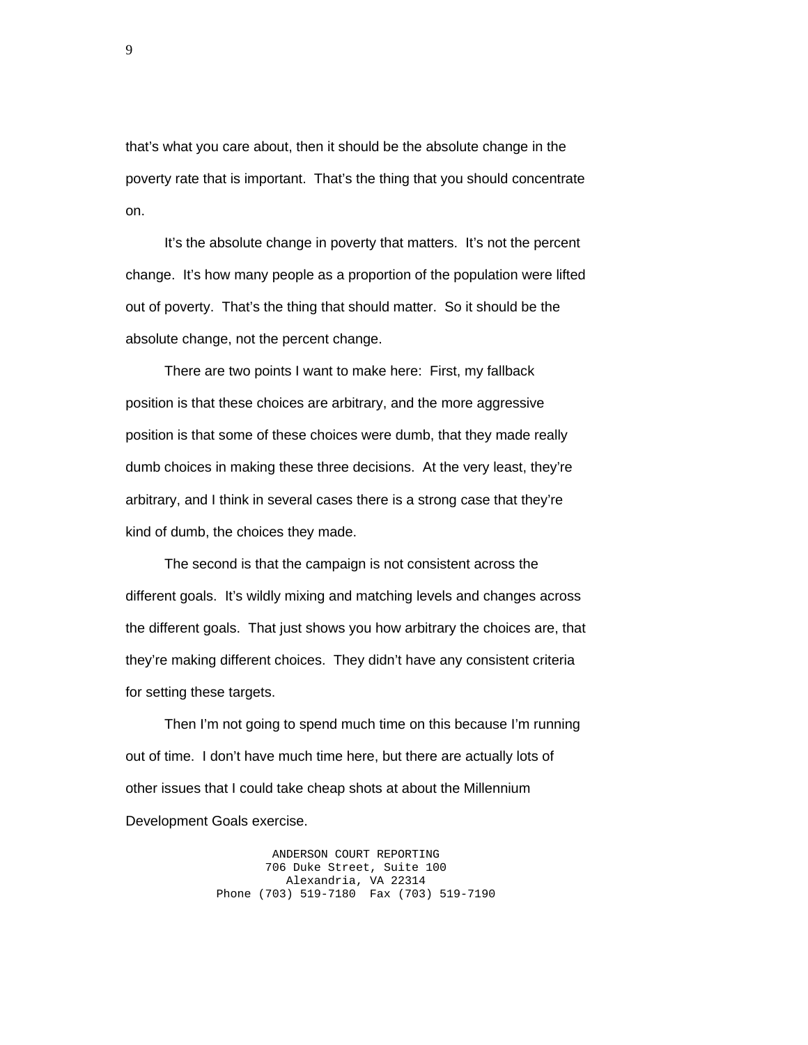that's what you care about, then it should be the absolute change in the poverty rate that is important. That's the thing that you should concentrate on.

It's the absolute change in poverty that matters. It's not the percent change. It's how many people as a proportion of the population were lifted out of poverty. That's the thing that should matter. So it should be the absolute change, not the percent change.

There are two points I want to make here: First, my fallback position is that these choices are arbitrary, and the more aggressive position is that some of these choices were dumb, that they made really dumb choices in making these three decisions. At the very least, they're arbitrary, and I think in several cases there is a strong case that they're kind of dumb, the choices they made.

The second is that the campaign is not consistent across the different goals. It's wildly mixing and matching levels and changes across the different goals. That just shows you how arbitrary the choices are, that they're making different choices. They didn't have any consistent criteria for setting these targets.

Then I'm not going to spend much time on this because I'm running out of time. I don't have much time here, but there are actually lots of other issues that I could take cheap shots at about the Millennium Development Goals exercise.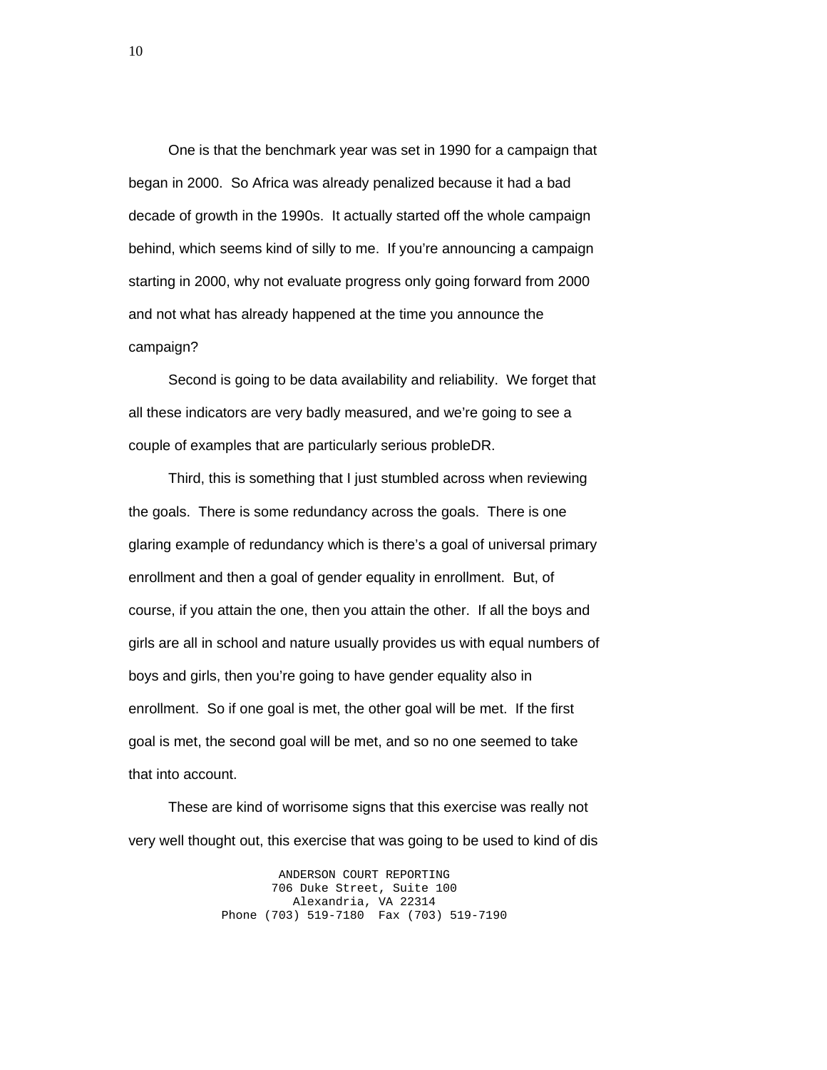One is that the benchmark year was set in 1990 for a campaign that began in 2000. So Africa was already penalized because it had a bad decade of growth in the 1990s. It actually started off the whole campaign behind, which seems kind of silly to me. If you're announcing a campaign starting in 2000, why not evaluate progress only going forward from 2000 and not what has already happened at the time you announce the campaign?

Second is going to be data availability and reliability. We forget that all these indicators are very badly measured, and we're going to see a couple of examples that are particularly serious probleDR.

Third, this is something that I just stumbled across when reviewing the goals. There is some redundancy across the goals. There is one glaring example of redundancy which is there's a goal of universal primary enrollment and then a goal of gender equality in enrollment. But, of course, if you attain the one, then you attain the other. If all the boys and girls are all in school and nature usually provides us with equal numbers of boys and girls, then you're going to have gender equality also in enrollment. So if one goal is met, the other goal will be met. If the first goal is met, the second goal will be met, and so no one seemed to take that into account.

These are kind of worrisome signs that this exercise was really not very well thought out, this exercise that was going to be used to kind of dis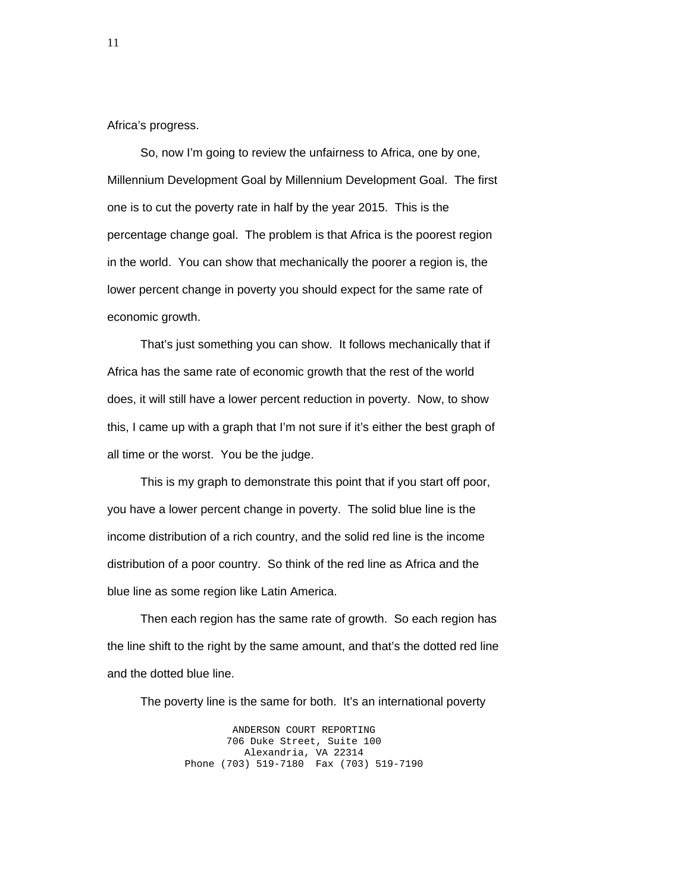Africa’s progress.

So, now I’m going to review the unfairness to Africa, one by one, Millennium Development Goal by Millennium Development Goal. The first one is to cut the poverty rate in half by the year 2015. This is the percentage change goal. The problem is that Africa is the poorest region in the world. You can show that mechanically the poorer a region is, the lower percent change in poverty you should expect for the same rate of economic growth.

That’s just something you can show. It follows mechanically that if Africa has the same rate of economic growth that the rest of the world does, it will still have a lower percent reduction in poverty. Now, to show this, I came up with a graph that I’m not sure if it’s either the best graph of all time or the worst. You be the judge.

This is my graph to demonstrate this point that if you start off poor, you have a lower percent change in poverty. The solid blue line is the income distribution of a rich country, and the solid red line is the income distribution of a poor country. So think of the red line as Africa and the blue line as some region like Latin America.

Then each region has the same rate of growth. So each region has the line shift to the right by the same amount, and that’s the dotted red line and the dotted blue line.

The poverty line is the same for both. It’s an international poverty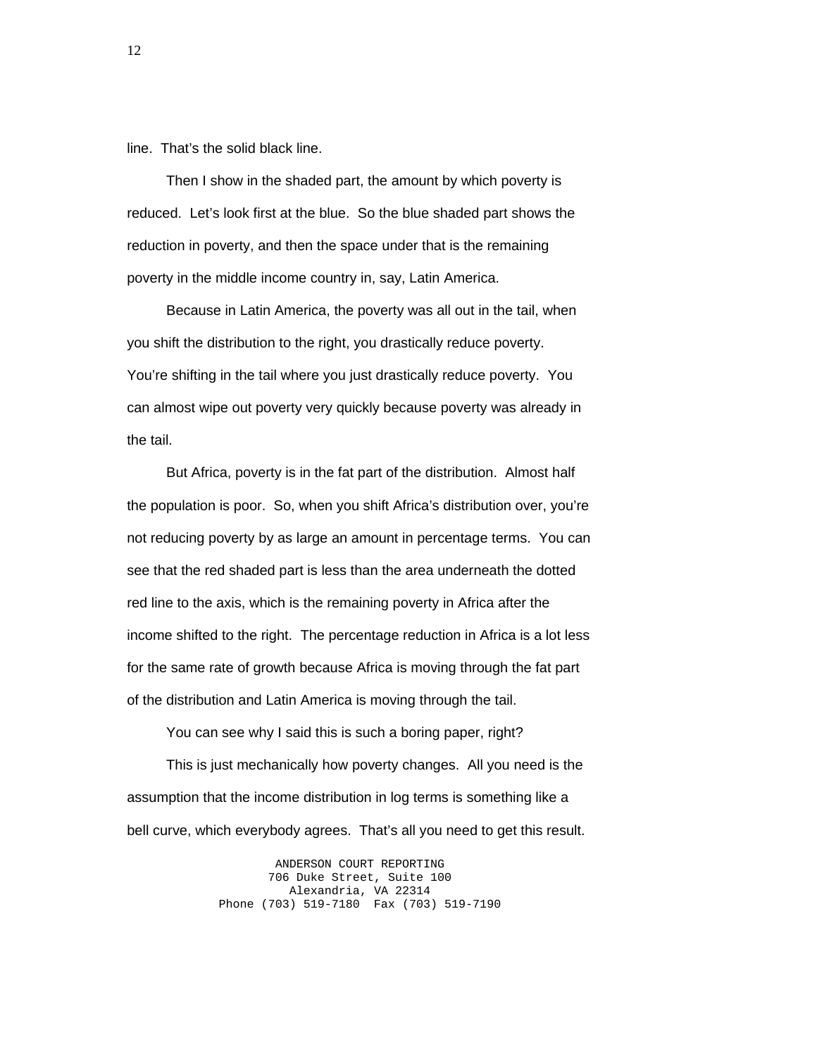line. That's the solid black line.

Then I show in the shaded part, the amount by which poverty is reduced. Let's look first at the blue. So the blue shaded part shows the reduction in poverty, and then the space under that is the remaining poverty in the middle income country in, say, Latin America.

Because in Latin America, the poverty was all out in the tail, when you shift the distribution to the right, you drastically reduce poverty. You're shifting in the tail where you just drastically reduce poverty. You can almost wipe out poverty very quickly because poverty was already in the tail.

But Africa, poverty is in the fat part of the distribution. Almost half the population is poor. So, when you shift Africa's distribution over, you're not reducing poverty by as large an amount in percentage terms. You can see that the red shaded part is less than the area underneath the dotted red line to the axis, which is the remaining poverty in Africa after the income shifted to the right. The percentage reduction in Africa is a lot less for the same rate of growth because Africa is moving through the fat part of the distribution and Latin America is moving through the tail.

You can see why I said this is such a boring paper, right?

This is just mechanically how poverty changes. All you need is the assumption that the income distribution in log terms is something like a bell curve, which everybody agrees. That's all you need to get this result.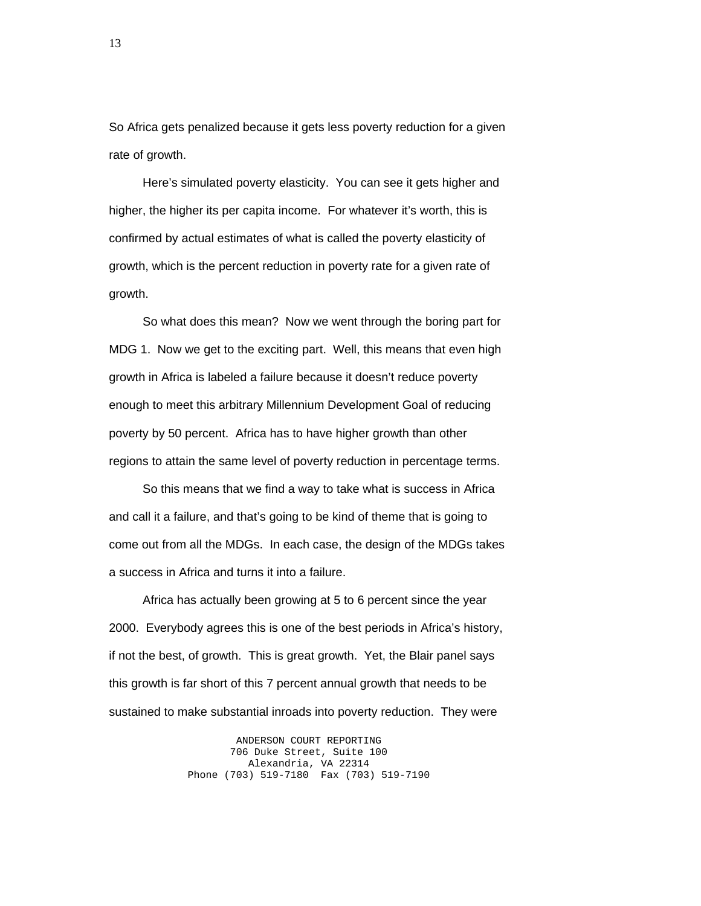So Africa gets penalized because it gets less poverty reduction for a given rate of growth.

Here's simulated poverty elasticity. You can see it gets higher and higher, the higher its per capita income. For whatever it's worth, this is confirmed by actual estimates of what is called the poverty elasticity of growth, which is the percent reduction in poverty rate for a given rate of growth.

So what does this mean? Now we went through the boring part for MDG 1. Now we get to the exciting part. Well, this means that even high growth in Africa is labeled a failure because it doesn't reduce poverty enough to meet this arbitrary Millennium Development Goal of reducing poverty by 50 percent. Africa has to have higher growth than other regions to attain the same level of poverty reduction in percentage terms.

So this means that we find a way to take what is success in Africa and call it a failure, and that's going to be kind of theme that is going to come out from all the MDGs. In each case, the design of the MDGs takes a success in Africa and turns it into a failure.

Africa has actually been growing at 5 to 6 percent since the year 2000. Everybody agrees this is one of the best periods in Africa's history, if not the best, of growth. This is great growth. Yet, the Blair panel says this growth is far short of this 7 percent annual growth that needs to be sustained to make substantial inroads into poverty reduction. They were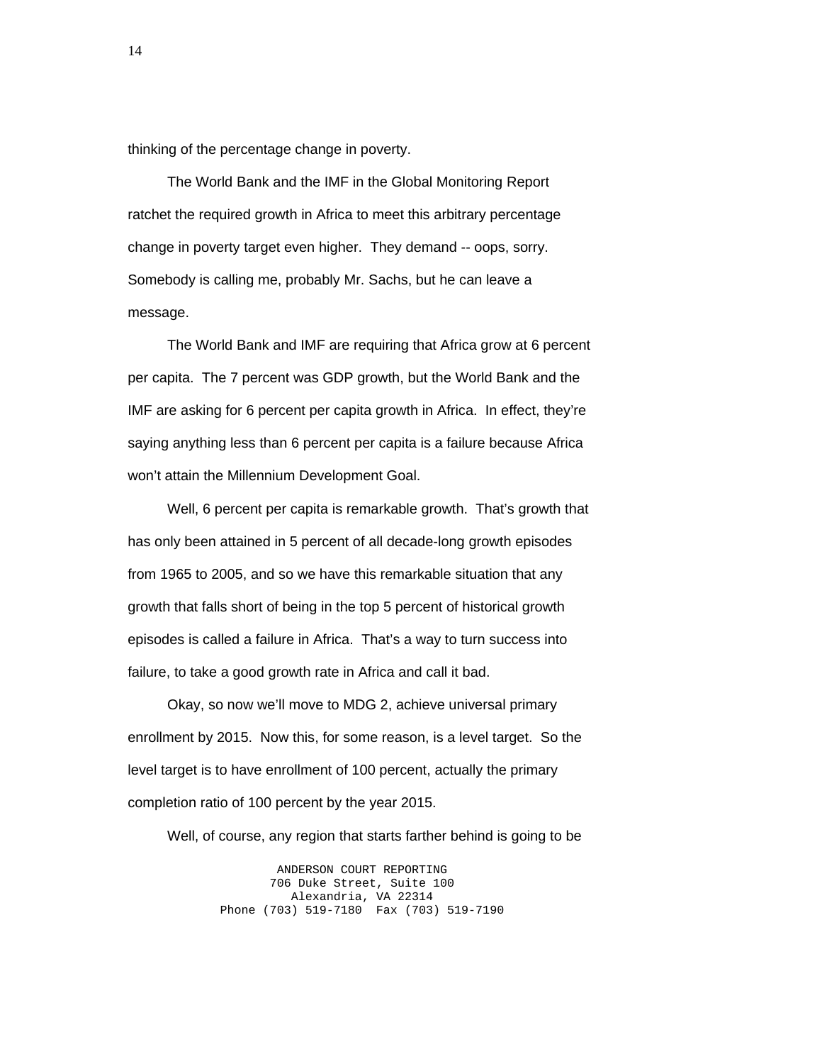thinking of the percentage change in poverty.

The World Bank and the IMF in the Global Monitoring Report ratchet the required growth in Africa to meet this arbitrary percentage change in poverty target even higher. They demand -- oops, sorry. Somebody is calling me, probably Mr. Sachs, but he can leave a message.

The World Bank and IMF are requiring that Africa grow at 6 percent per capita. The 7 percent was GDP growth, but the World Bank and the IMF are asking for 6 percent per capita growth in Africa. In effect, they're saying anything less than 6 percent per capita is a failure because Africa won't attain the Millennium Development Goal.

Well, 6 percent per capita is remarkable growth. That's growth that has only been attained in 5 percent of all decade-long growth episodes from 1965 to 2005, and so we have this remarkable situation that any growth that falls short of being in the top 5 percent of historical growth episodes is called a failure in Africa. That's a way to turn success into failure, to take a good growth rate in Africa and call it bad.

Okay, so now we'll move to MDG 2, achieve universal primary enrollment by 2015. Now this, for some reason, is a level target. So the level target is to have enrollment of 100 percent, actually the primary completion ratio of 100 percent by the year 2015.

Well, of course, any region that starts farther behind is going to be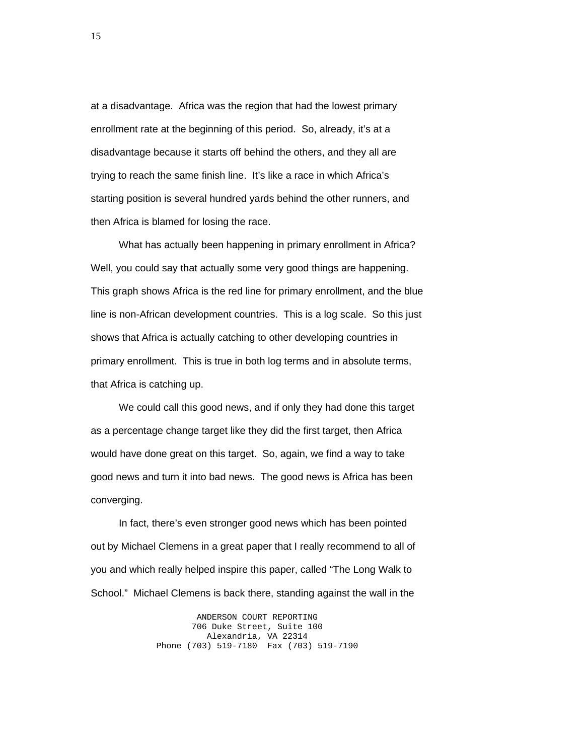at a disadvantage. Africa was the region that had the lowest primary enrollment rate at the beginning of this period. So, already, it's at a disadvantage because it starts off behind the others, and they all are trying to reach the same finish line. It's like a race in which Africa's starting position is several hundred yards behind the other runners, and then Africa is blamed for losing the race.

What has actually been happening in primary enrollment in Africa? Well, you could say that actually some very good things are happening. This graph shows Africa is the red line for primary enrollment, and the blue line is non-African development countries. This is a log scale. So this just shows that Africa is actually catching to other developing countries in primary enrollment. This is true in both log terms and in absolute terms, that Africa is catching up.

We could call this good news, and if only they had done this target as a percentage change target like they did the first target, then Africa would have done great on this target. So, again, we find a way to take good news and turn it into bad news. The good news is Africa has been converging.

In fact, there's even stronger good news which has been pointed out by Michael Clemens in a great paper that I really recommend to all of you and which really helped inspire this paper, called "The Long Walk to School." Michael Clemens is back there, standing against the wall in the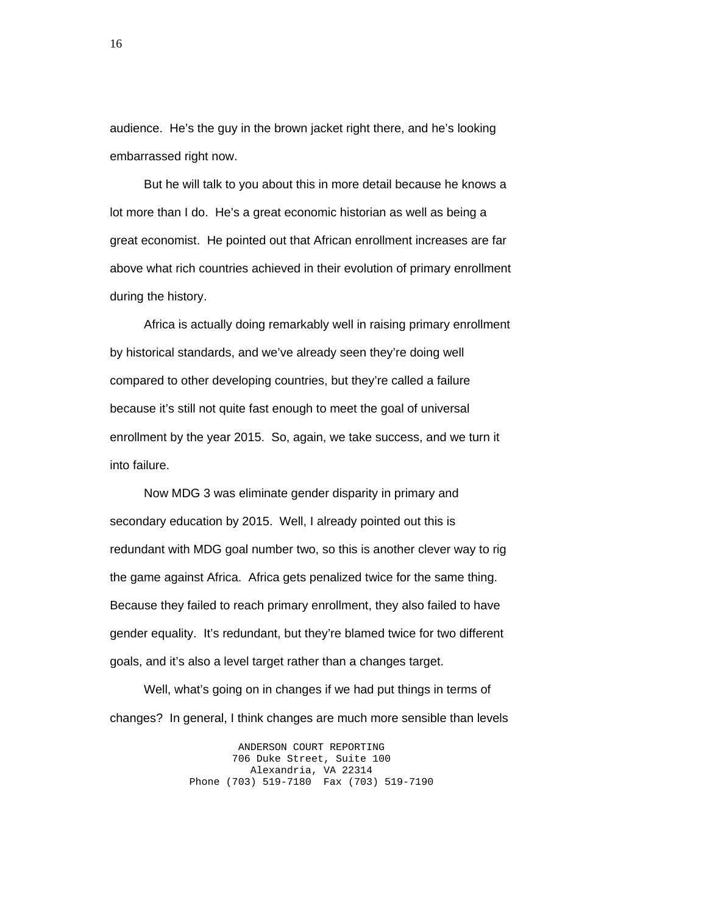audience. He's the guy in the brown jacket right there, and he's looking embarrassed right now.

But he will talk to you about this in more detail because he knows a lot more than I do. He's a great economic historian as well as being a great economist. He pointed out that African enrollment increases are far above what rich countries achieved in their evolution of primary enrollment during the history.

Africa is actually doing remarkably well in raising primary enrollment by historical standards, and we've already seen they're doing well compared to other developing countries, but they're called a failure because it's still not quite fast enough to meet the goal of universal enrollment by the year 2015. So, again, we take success, and we turn it into failure.

Now MDG 3 was eliminate gender disparity in primary and secondary education by 2015. Well, I already pointed out this is redundant with MDG goal number two, so this is another clever way to rig the game against Africa. Africa gets penalized twice for the same thing. Because they failed to reach primary enrollment, they also failed to have gender equality. It's redundant, but they're blamed twice for two different goals, and it's also a level target rather than a changes target.

Well, what's going on in changes if we had put things in terms of changes? In general, I think changes are much more sensible than levels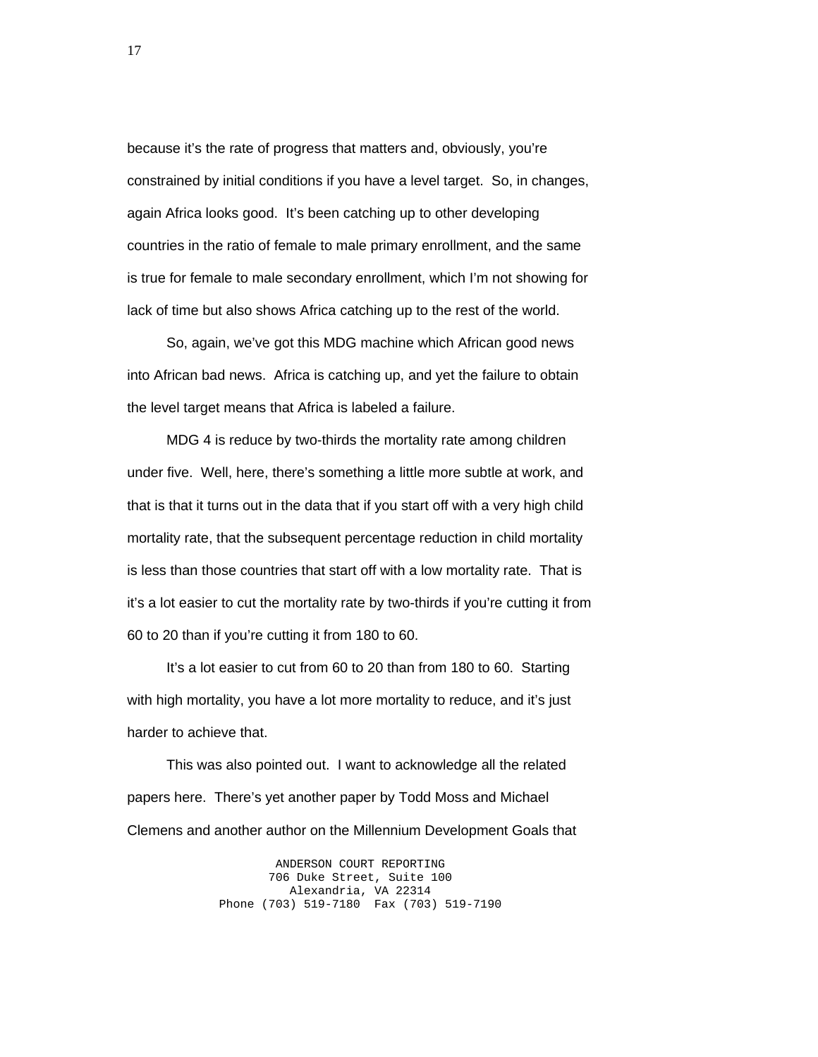because it's the rate of progress that matters and, obviously, you're constrained by initial conditions if you have a level target. So, in changes, again Africa looks good. It's been catching up to other developing countries in the ratio of female to male primary enrollment, and the same is true for female to male secondary enrollment, which I'm not showing for lack of time but also shows Africa catching up to the rest of the world.

So, again, we've got this MDG machine which African good news into African bad news. Africa is catching up, and yet the failure to obtain the level target means that Africa is labeled a failure.

MDG 4 is reduce by two-thirds the mortality rate among children under five. Well, here, there's something a little more subtle at work, and that is that it turns out in the data that if you start off with a very high child mortality rate, that the subsequent percentage reduction in child mortality is less than those countries that start off with a low mortality rate. That is it's a lot easier to cut the mortality rate by two-thirds if you're cutting it from 60 to 20 than if you're cutting it from 180 to 60.

It's a lot easier to cut from 60 to 20 than from 180 to 60. Starting with high mortality, you have a lot more mortality to reduce, and it's just harder to achieve that.

This was also pointed out. I want to acknowledge all the related papers here. There's yet another paper by Todd Moss and Michael Clemens and another author on the Millennium Development Goals that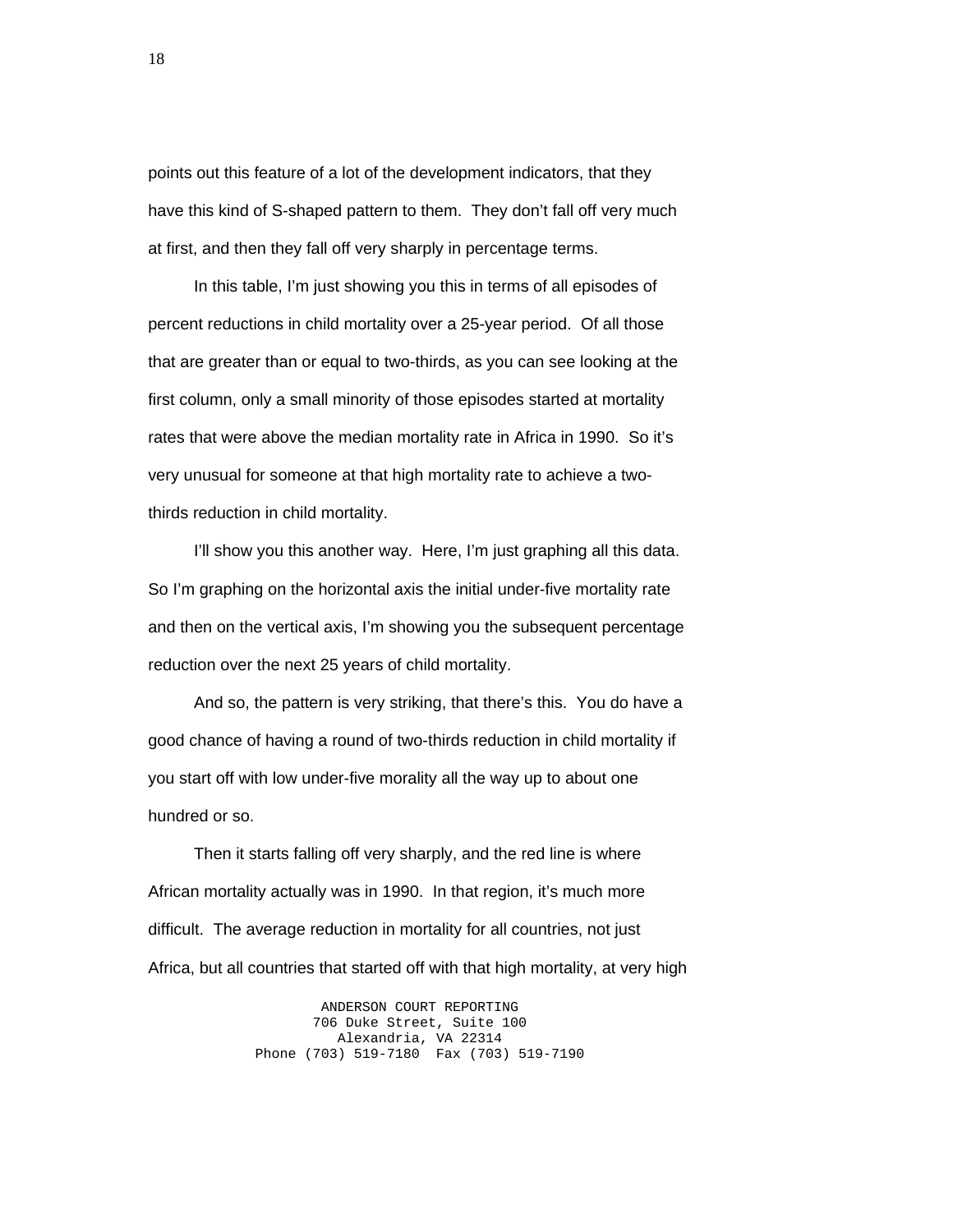points out this feature of a lot of the development indicators, that they have this kind of S-shaped pattern to them. They don't fall off very much at first, and then they fall off very sharply in percentage terms.

In this table, I'm just showing you this in terms of all episodes of percent reductions in child mortality over a 25-year period. Of all those that are greater than or equal to two-thirds, as you can see looking at the first column, only a small minority of those episodes started at mortality rates that were above the median mortality rate in Africa in 1990. So it's very unusual for someone at that high mortality rate to achieve a two-thirds reduction in child mortality.

I'll show you this another way. Here, I'm just graphing all this data. So I'm graphing on the horizontal axis the initial under-five mortality rate and then on the vertical axis, I'm showing you the subsequent percentage reduction over the next 25 years of child mortality.

And so, the pattern is very striking, that there's this. You do have a good chance of having a round of two-thirds reduction in child mortality if you start off with low under-five morality all the way up to about one hundred or so.

Then it starts falling off very sharply, and the red line is where African mortality actually was in 1990. In that region, it's much more difficult. The average reduction in mortality for all countries, not just Africa, but all countries that started off with that high mortality, at very high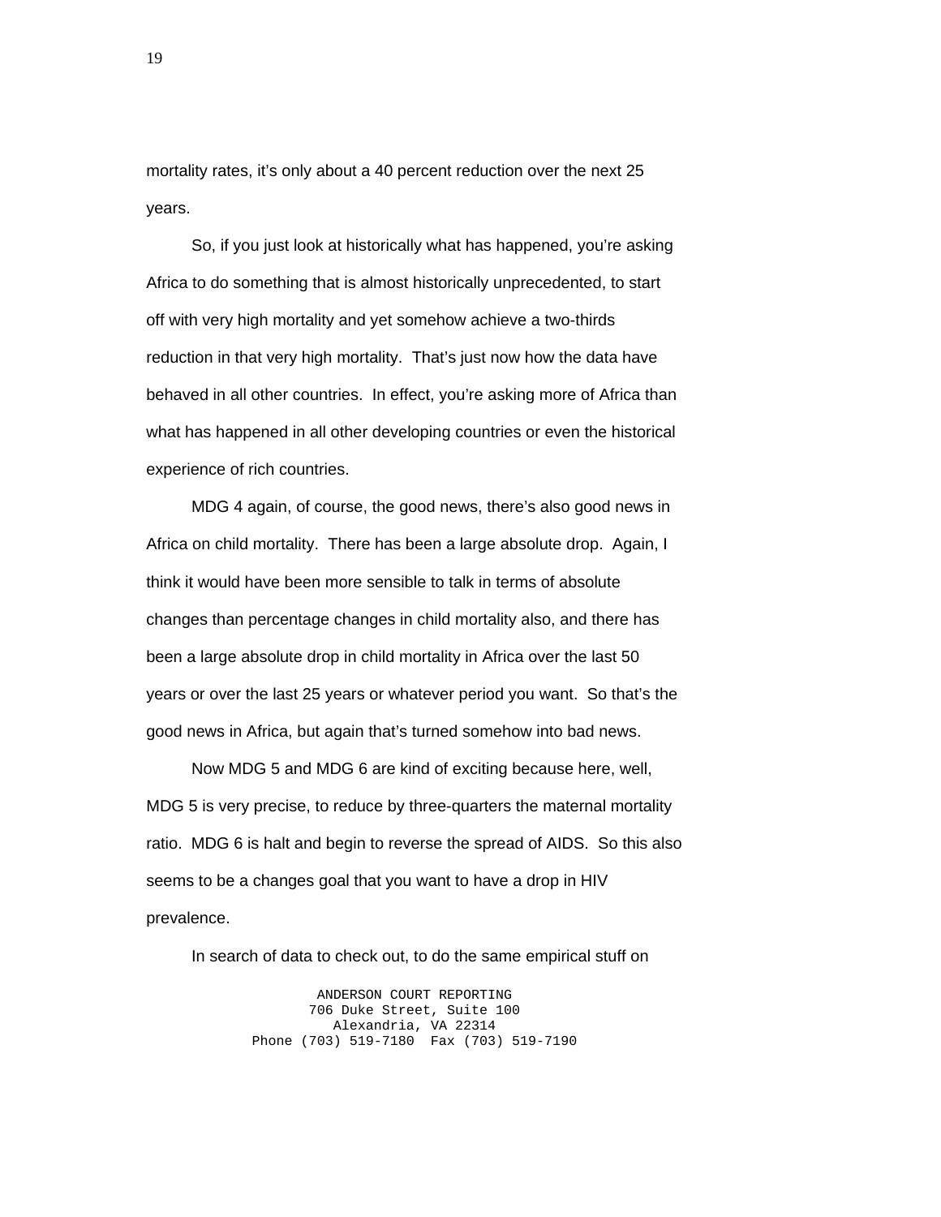mortality rates, it's only about a 40 percent reduction over the next 25 years.

So, if you just look at historically what has happened, you're asking Africa to do something that is almost historically unprecedented, to start off with very high mortality and yet somehow achieve a two-thirds reduction in that very high mortality. That's just now how the data have behaved in all other countries. In effect, you're asking more of Africa than what has happened in all other developing countries or even the historical experience of rich countries.

MDG 4 again, of course, the good news, there's also good news in Africa on child mortality. There has been a large absolute drop. Again, I think it would have been more sensible to talk in terms of absolute changes than percentage changes in child mortality also, and there has been a large absolute drop in child mortality in Africa over the last 50 years or over the last 25 years or whatever period you want. So that's the good news in Africa, but again that's turned somehow into bad news.

Now MDG 5 and MDG 6 are kind of exciting because here, well, MDG 5 is very precise, to reduce by three-quarters the maternal mortality ratio. MDG 6 is halt and begin to reverse the spread of AIDS. So this also seems to be a changes goal that you want to have a drop in HIV prevalence.

In search of data to check out, to do the same empirical stuff on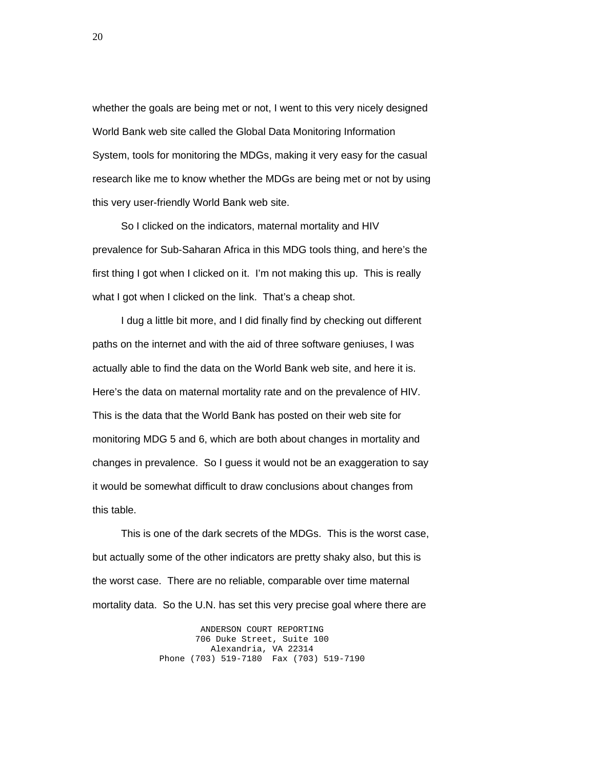whether the goals are being met or not, I went to this very nicely designed World Bank web site called the Global Data Monitoring Information System, tools for monitoring the MDGs, making it very easy for the casual research like me to know whether the MDGs are being met or not by using this very user-friendly World Bank web site.

So I clicked on the indicators, maternal mortality and HIV prevalence for Sub-Saharan Africa in this MDG tools thing, and here's the first thing I got when I clicked on it. I'm not making this up. This is really what I got when I clicked on the link. That's a cheap shot.

I dug a little bit more, and I did finally find by checking out different paths on the internet and with the aid of three software geniuses, I was actually able to find the data on the World Bank web site, and here it is. Here's the data on maternal mortality rate and on the prevalence of HIV. This is the data that the World Bank has posted on their web site for monitoring MDG 5 and 6, which are both about changes in mortality and changes in prevalence. So I guess it would not be an exaggeration to say it would be somewhat difficult to draw conclusions about changes from this table.

This is one of the dark secrets of the MDGs. This is the worst case, but actually some of the other indicators are pretty shaky also, but this is the worst case. There are no reliable, comparable over time maternal mortality data. So the U.N. has set this very precise goal where there are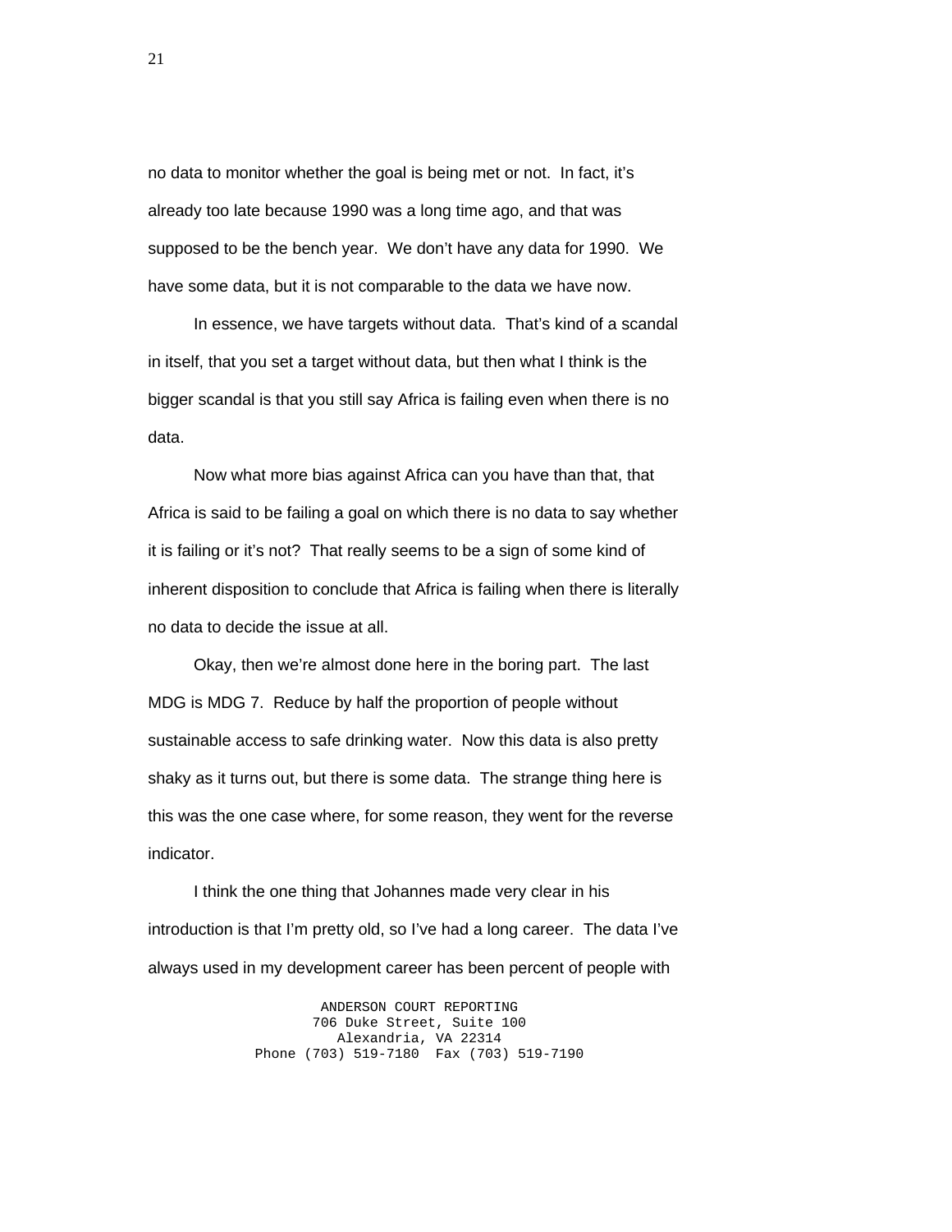no data to monitor whether the goal is being met or not. In fact, it's already too late because 1990 was a long time ago, and that was supposed to be the bench year. We don't have any data for 1990. We have some data, but it is not comparable to the data we have now.

In essence, we have targets without data. That's kind of a scandal in itself, that you set a target without data, but then what I think is the bigger scandal is that you still say Africa is failing even when there is no data.

Now what more bias against Africa can you have than that, that Africa is said to be failing a goal on which there is no data to say whether it is failing or it's not? That really seems to be a sign of some kind of inherent disposition to conclude that Africa is failing when there is literally no data to decide the issue at all.

Okay, then we're almost done here in the boring part. The last MDG is MDG 7. Reduce by half the proportion of people without sustainable access to safe drinking water. Now this data is also pretty shaky as it turns out, but there is some data. The strange thing here is this was the one case where, for some reason, they went for the reverse indicator.

I think the one thing that Johannes made very clear in his introduction is that I'm pretty old, so I've had a long career. The data I've always used in my development career has been percent of people with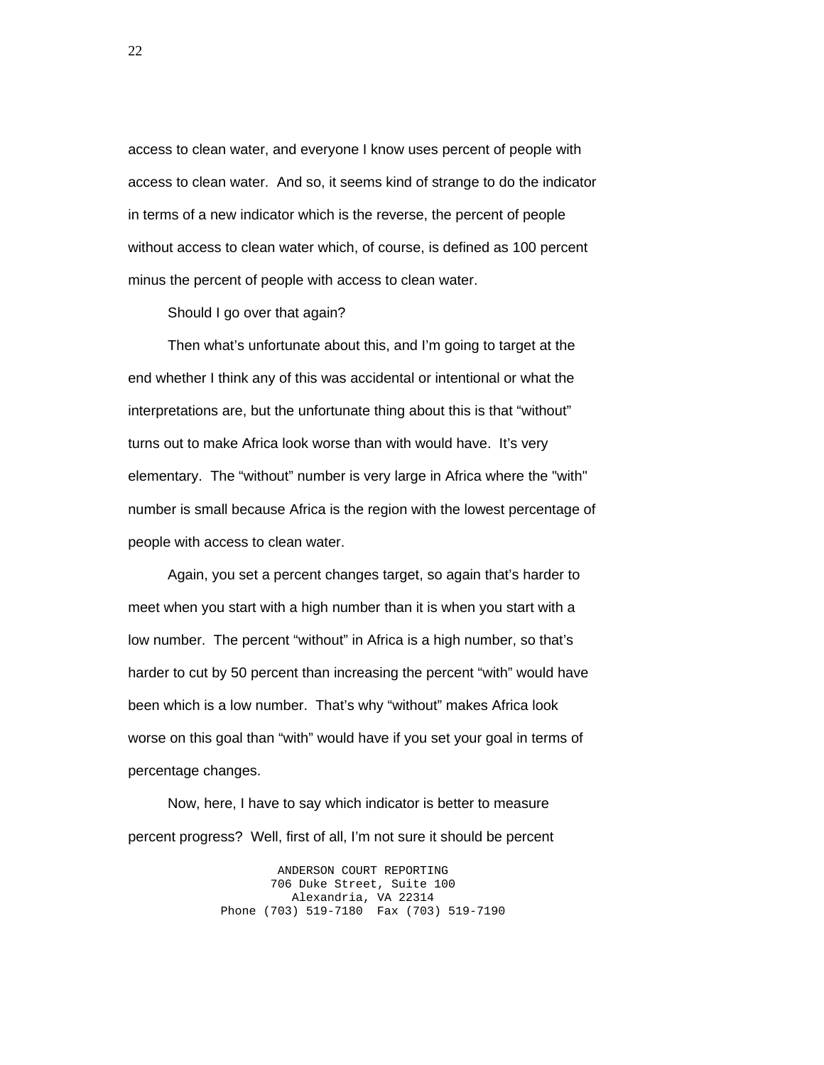access to clean water, and everyone I know uses percent of people with access to clean water. And so, it seems kind of strange to do the indicator in terms of a new indicator which is the reverse, the percent of people without access to clean water which, of course, is defined as 100 percent minus the percent of people with access to clean water.

Should I go over that again?

Then what's unfortunate about this, and I'm going to target at the end whether I think any of this was accidental or intentional or what the interpretations are, but the unfortunate thing about this is that "without" turns out to make Africa look worse than with would have. It's very elementary. The "without" number is very large in Africa where the "with" number is small because Africa is the region with the lowest percentage of people with access to clean water.

Again, you set a percent changes target, so again that's harder to meet when you start with a high number than it is when you start with a low number. The percent "without" in Africa is a high number, so that's harder to cut by 50 percent than increasing the percent "with" would have been which is a low number. That's why "without" makes Africa look worse on this goal than "with" would have if you set your goal in terms of percentage changes.

Now, here, I have to say which indicator is better to measure percent progress? Well, first of all, I'm not sure it should be percent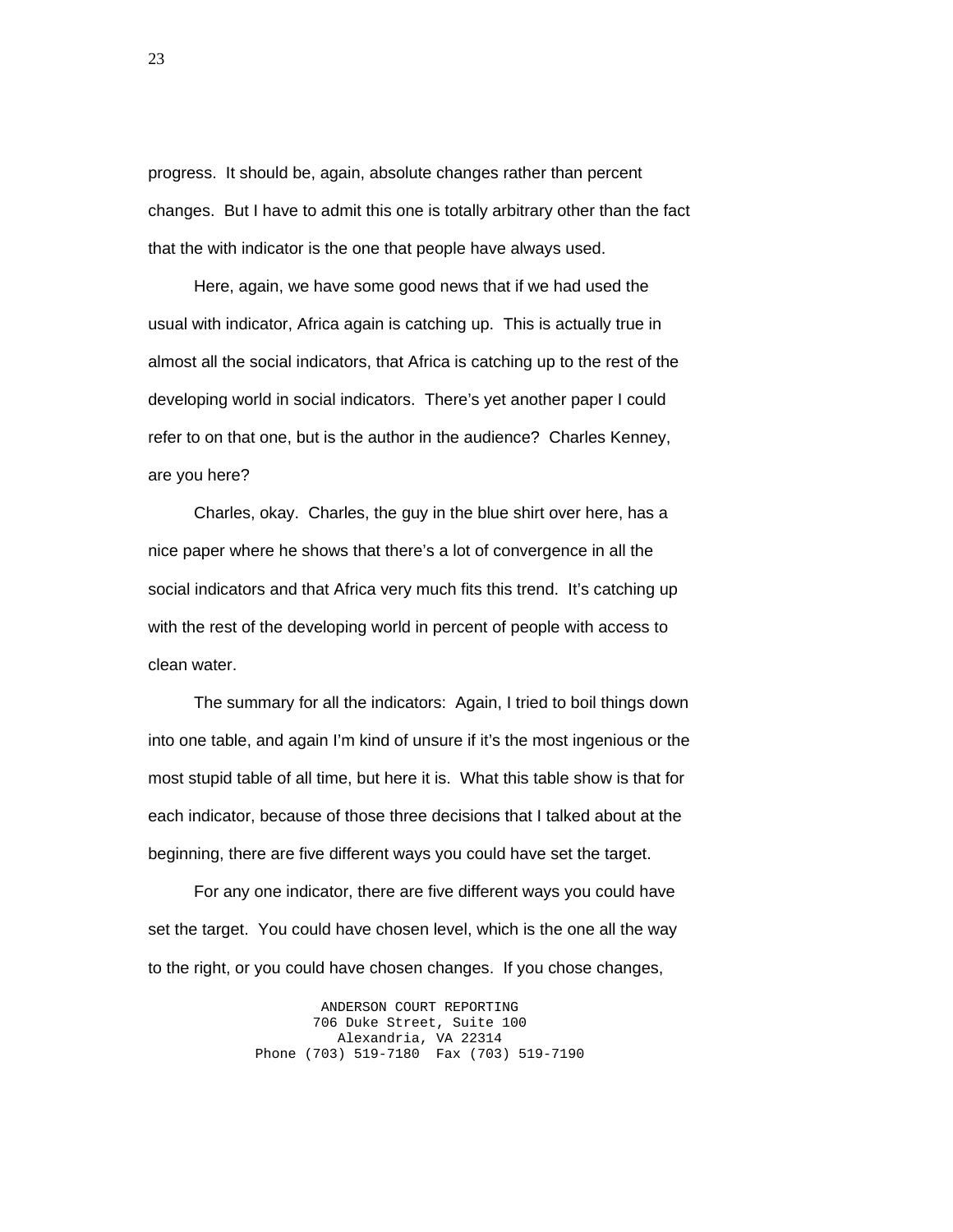progress. It should be, again, absolute changes rather than percent changes. But I have to admit this one is totally arbitrary other than the fact that the with indicator is the one that people have always used.

Here, again, we have some good news that if we had used the usual with indicator, Africa again is catching up. This is actually true in almost all the social indicators, that Africa is catching up to the rest of the developing world in social indicators. There's yet another paper I could refer to on that one, but is the author in the audience? Charles Kenney, are you here?

Charles, okay. Charles, the guy in the blue shirt over here, has a nice paper where he shows that there's a lot of convergence in all the social indicators and that Africa very much fits this trend. It's catching up with the rest of the developing world in percent of people with access to clean water.

The summary for all the indicators: Again, I tried to boil things down into one table, and again I'm kind of unsure if it's the most ingenious or the most stupid table of all time, but here it is. What this table show is that for each indicator, because of those three decisions that I talked about at the beginning, there are five different ways you could have set the target.

For any one indicator, there are five different ways you could have set the target. You could have chosen level, which is the one all the way to the right, or you could have chosen changes. If you chose changes,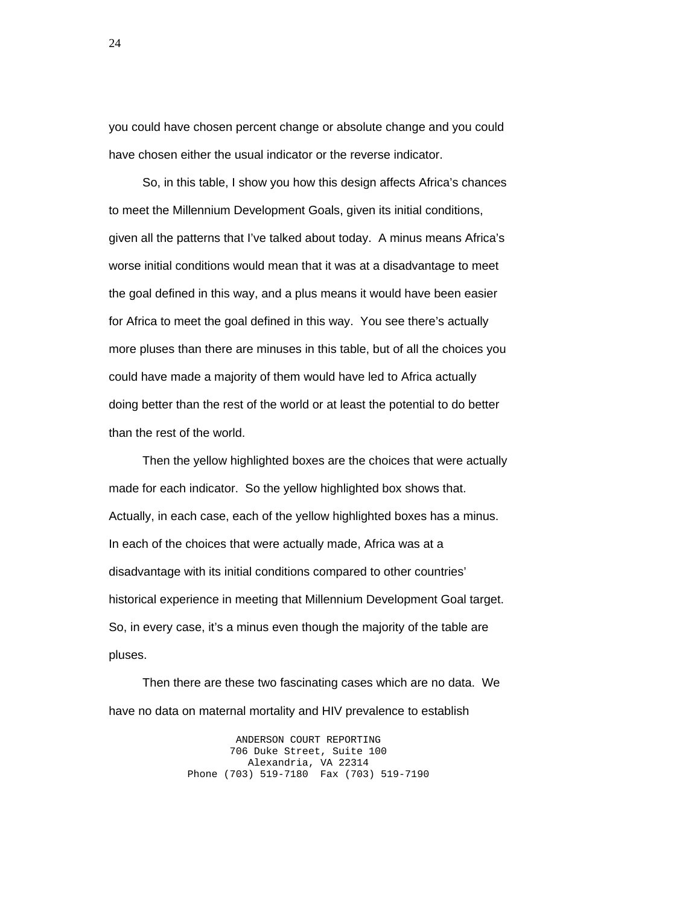you could have chosen percent change or absolute change and you could have chosen either the usual indicator or the reverse indicator.

So, in this table, I show you how this design affects Africa's chances to meet the Millennium Development Goals, given its initial conditions, given all the patterns that I've talked about today. A minus means Africa's worse initial conditions would mean that it was at a disadvantage to meet the goal defined in this way, and a plus means it would have been easier for Africa to meet the goal defined in this way. You see there's actually more pluses than there are minuses in this table, but of all the choices you could have made a majority of them would have led to Africa actually doing better than the rest of the world or at least the potential to do better than the rest of the world.

Then the yellow highlighted boxes are the choices that were actually made for each indicator. So the yellow highlighted box shows that. Actually, in each case, each of the yellow highlighted boxes has a minus. In each of the choices that were actually made, Africa was at a disadvantage with its initial conditions compared to other countries' historical experience in meeting that Millennium Development Goal target. So, in every case, it's a minus even though the majority of the table are pluses.

Then there are these two fascinating cases which are no data. We have no data on maternal mortality and HIV prevalence to establish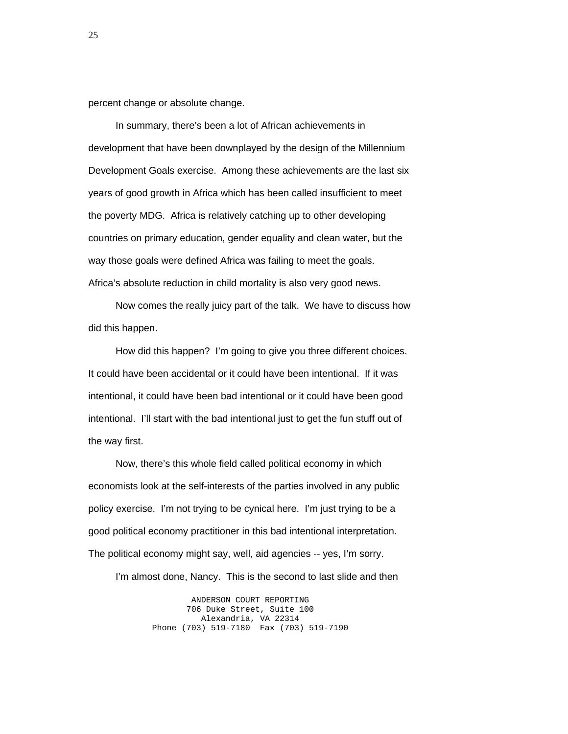percent change or absolute change.

In summary, there's been a lot of African achievements in development that have been downplayed by the design of the Millennium Development Goals exercise. Among these achievements are the last six years of good growth in Africa which has been called insufficient to meet the poverty MDG. Africa is relatively catching up to other developing countries on primary education, gender equality and clean water, but the way those goals were defined Africa was failing to meet the goals. Africa's absolute reduction in child mortality is also very good news.

Now comes the really juicy part of the talk. We have to discuss how did this happen.

How did this happen? I'm going to give you three different choices. It could have been accidental or it could have been intentional. If it was intentional, it could have been bad intentional or it could have been good intentional. I'll start with the bad intentional just to get the fun stuff out of the way first.

Now, there's this whole field called political economy in which economists look at the self-interests of the parties involved in any public policy exercise. I'm not trying to be cynical here. I'm just trying to be a good political economy practitioner in this bad intentional interpretation. The political economy might say, well, aid agencies -- yes, I'm sorry.

I'm almost done, Nancy. This is the second to last slide and then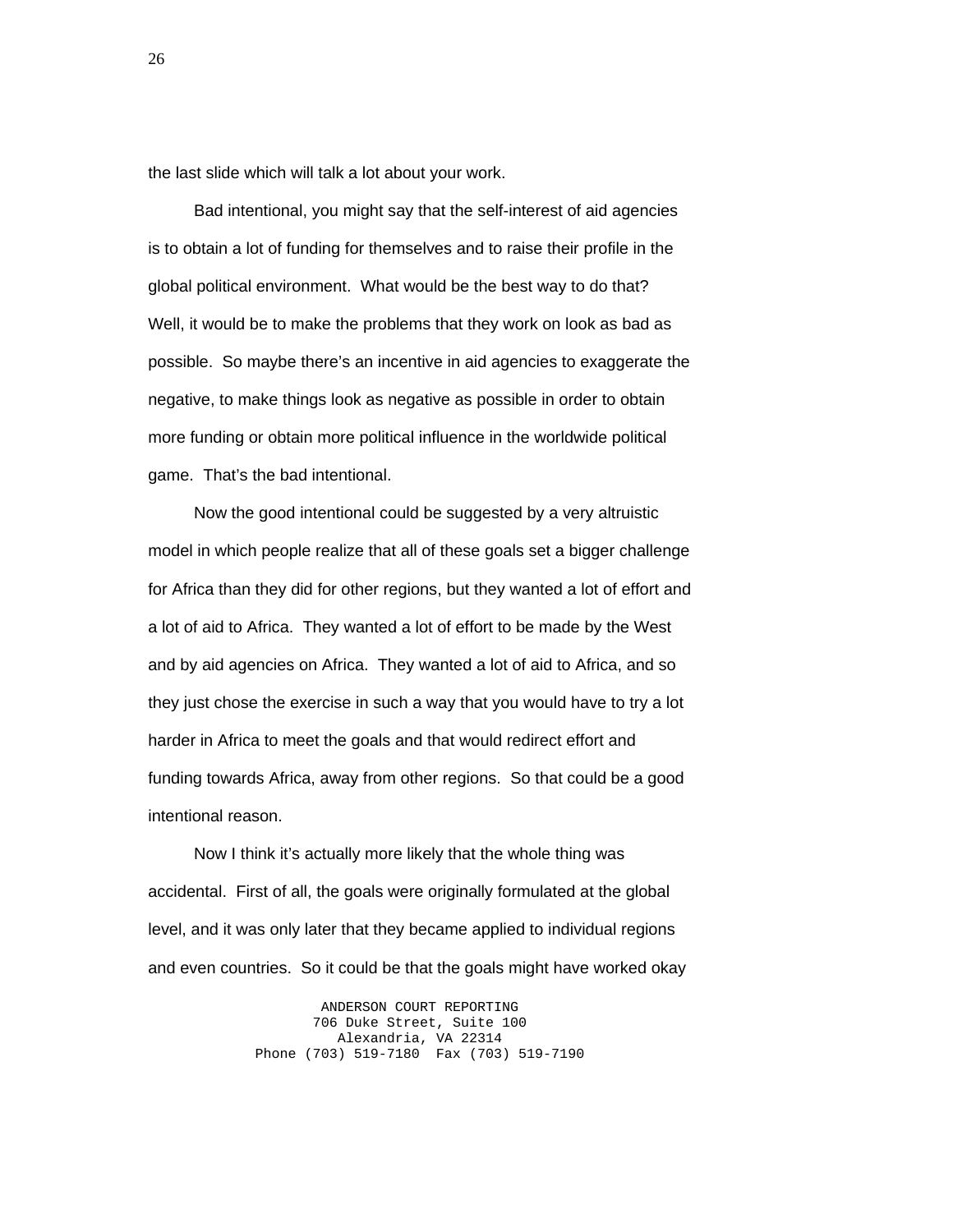the last slide which will talk a lot about your work.

Bad intentional, you might say that the self-interest of aid agencies is to obtain a lot of funding for themselves and to raise their profile in the global political environment. What would be the best way to do that? Well, it would be to make the problems that they work on look as bad as possible. So maybe there's an incentive in aid agencies to exaggerate the negative, to make things look as negative as possible in order to obtain more funding or obtain more political influence in the worldwide political game. That's the bad intentional.

Now the good intentional could be suggested by a very altruistic model in which people realize that all of these goals set a bigger challenge for Africa than they did for other regions, but they wanted a lot of effort and a lot of aid to Africa. They wanted a lot of effort to be made by the West and by aid agencies on Africa. They wanted a lot of aid to Africa, and so they just chose the exercise in such a way that you would have to try a lot harder in Africa to meet the goals and that would redirect effort and funding towards Africa, away from other regions. So that could be a good intentional reason.

Now I think it's actually more likely that the whole thing was accidental. First of all, the goals were originally formulated at the global level, and it was only later that they became applied to individual regions and even countries. So it could be that the goals might have worked okay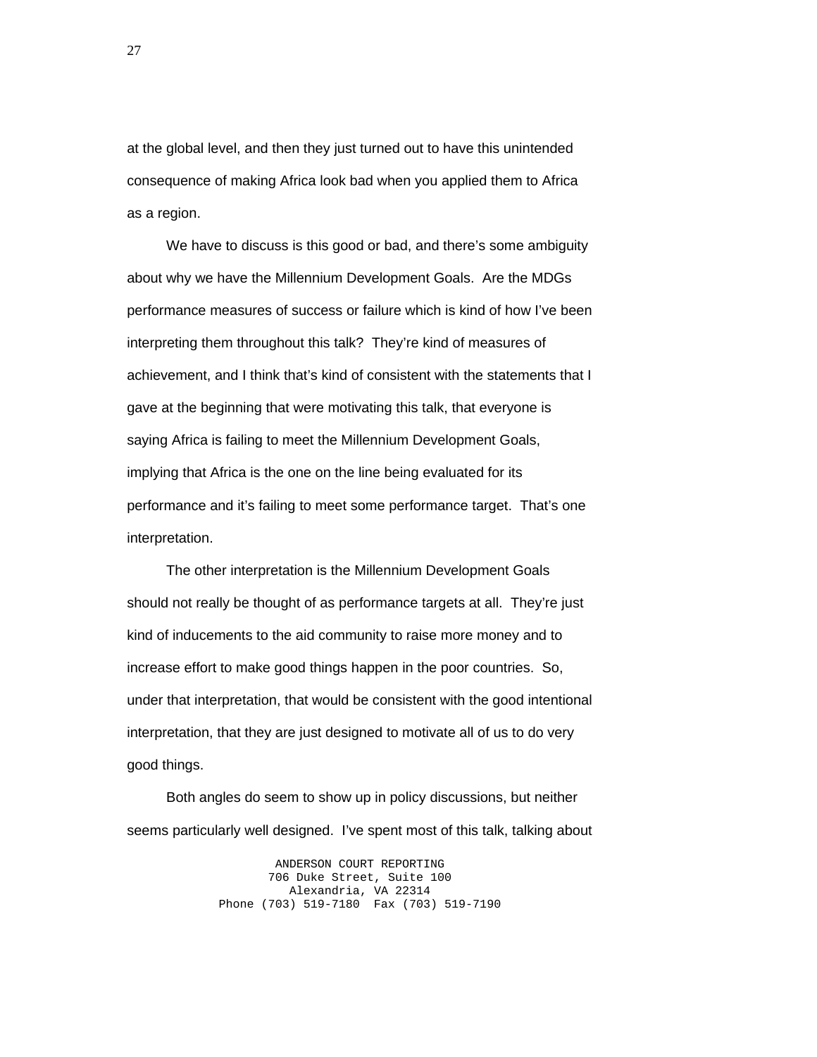at the global level, and then they just turned out to have this unintended consequence of making Africa look bad when you applied them to Africa as a region.

We have to discuss is this good or bad, and there's some ambiguity about why we have the Millennium Development Goals. Are the MDGs performance measures of success or failure which is kind of how I've been interpreting them throughout this talk? They're kind of measures of achievement, and I think that's kind of consistent with the statements that I gave at the beginning that were motivating this talk, that everyone is saying Africa is failing to meet the Millennium Development Goals, implying that Africa is the one on the line being evaluated for its performance and it's failing to meet some performance target. That's one interpretation.

The other interpretation is the Millennium Development Goals should not really be thought of as performance targets at all. They're just kind of inducements to the aid community to raise more money and to increase effort to make good things happen in the poor countries. So, under that interpretation, that would be consistent with the good intentional interpretation, that they are just designed to motivate all of us to do very good things.

Both angles do seem to show up in policy discussions, but neither seems particularly well designed. I've spent most of this talk, talking about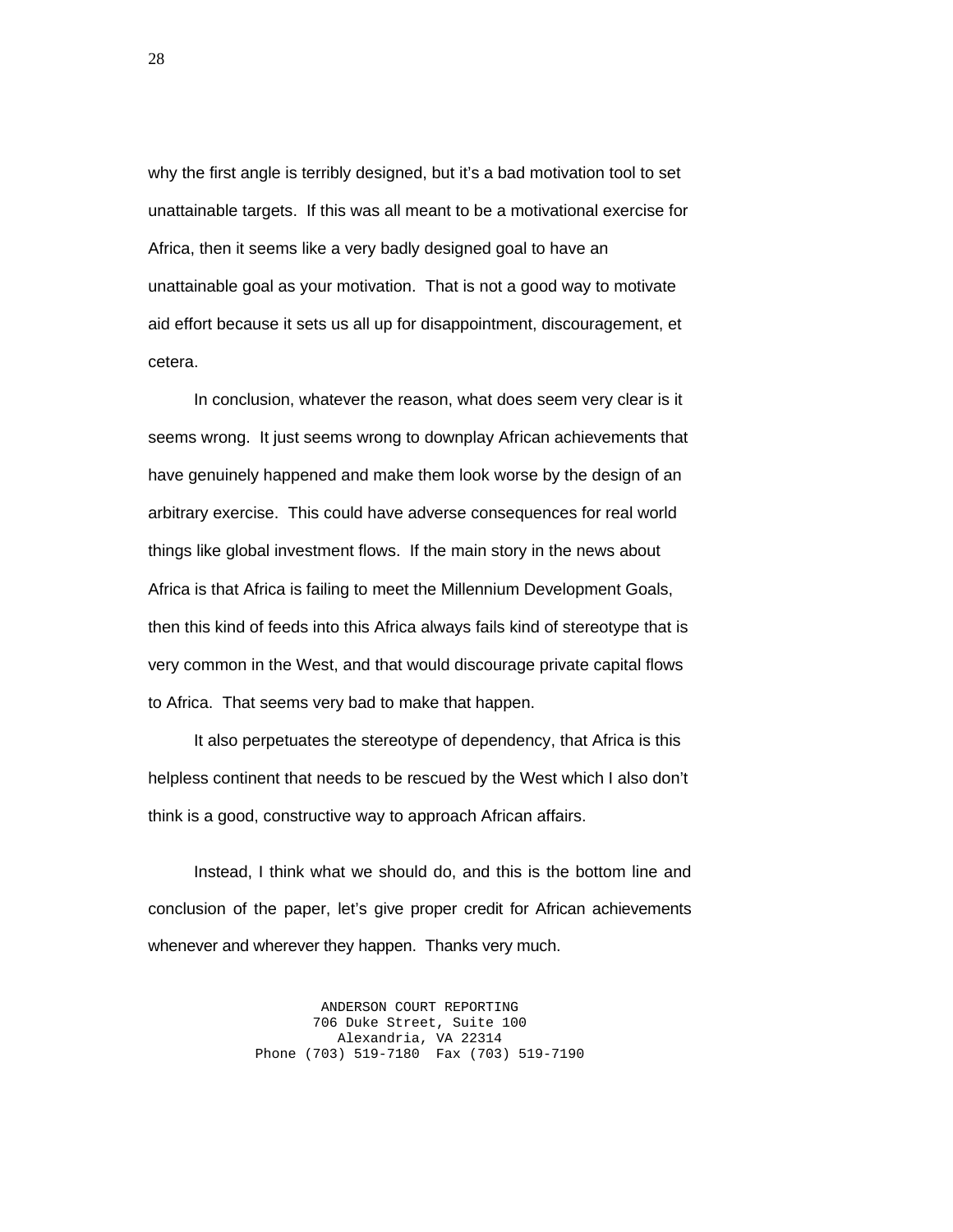why the first angle is terribly designed, but it's a bad motivation tool to set unattainable targets. If this was all meant to be a motivational exercise for Africa, then it seems like a very badly designed goal to have an unattainable goal as your motivation. That is not a good way to motivate aid effort because it sets us all up for disappointment, discouragement, et cetera.

In conclusion, whatever the reason, what does seem very clear is it seems wrong. It just seems wrong to downplay African achievements that have genuinely happened and make them look worse by the design of an arbitrary exercise. This could have adverse consequences for real world things like global investment flows. If the main story in the news about Africa is that Africa is failing to meet the Millennium Development Goals, then this kind of feeds into this Africa always fails kind of stereotype that is very common in the West, and that would discourage private capital flows to Africa. That seems very bad to make that happen.

It also perpetuates the stereotype of dependency, that Africa is this helpless continent that needs to be rescued by the West which I also don't think is a good, constructive way to approach African affairs.

Instead, I think what we should do, and this is the bottom line and conclusion of the paper, let's give proper credit for African achievements whenever and wherever they happen. Thanks very much.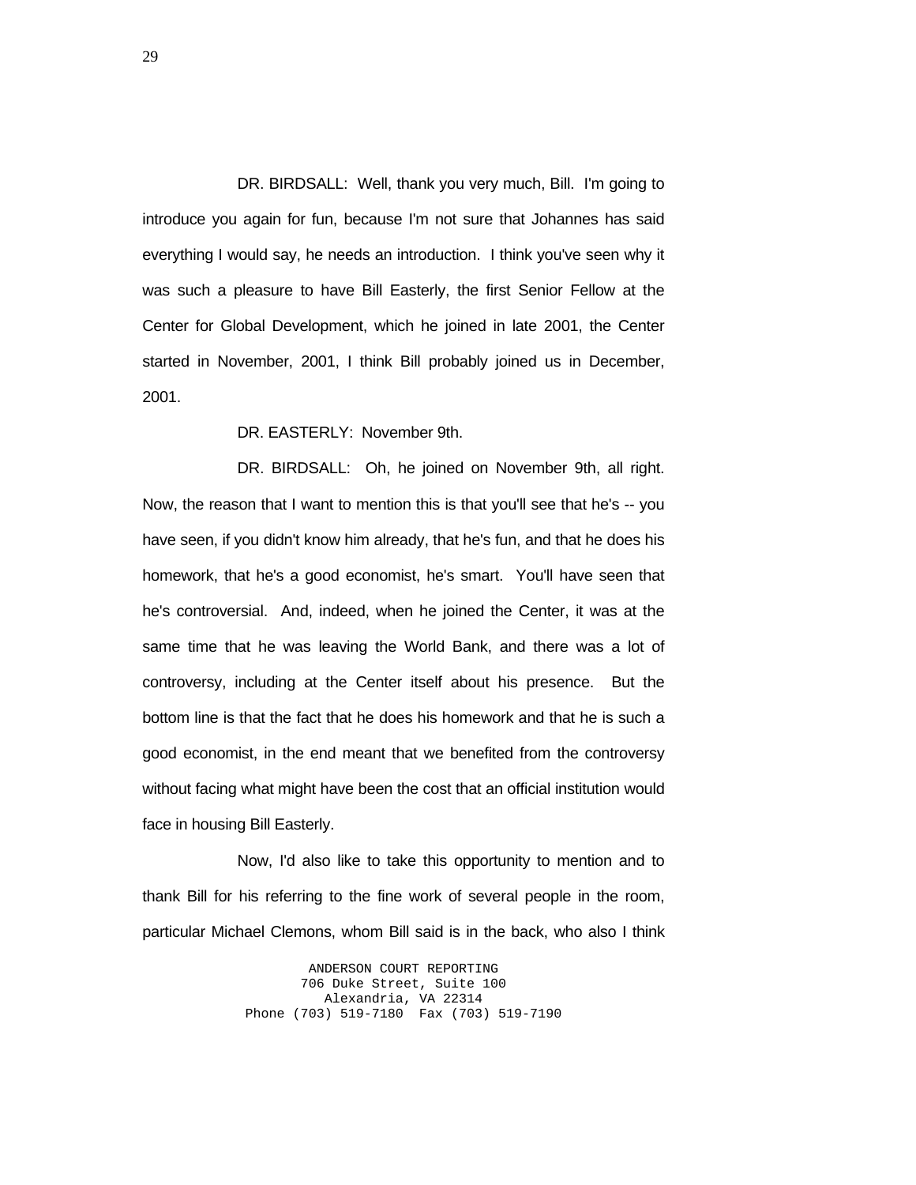DR. BIRDSALL: Well, thank you very much, Bill. I'm going to introduce you again for fun, because I'm not sure that Johannes has said everything I would say, he needs an introduction. I think you've seen why it was such a pleasure to have Bill Easterly, the first Senior Fellow at the Center for Global Development, which he joined in late 2001, the Center started in November, 2001, I think Bill probably joined us in December, 2001.

DR. EASTERLY: November 9th.

DR. BIRDSALL: Oh, he joined on November 9th, all right. Now, the reason that I want to mention this is that you'll see that he's -- you have seen, if you didn't know him already, that he's fun, and that he does his homework, that he's a good economist, he's smart. You'll have seen that he's controversial. And, indeed, when he joined the Center, it was at the same time that he was leaving the World Bank, and there was a lot of controversy, including at the Center itself about his presence. But the bottom line is that the fact that he does his homework and that he is such a good economist, in the end meant that we benefited from the controversy without facing what might have been the cost that an official institution would face in housing Bill Easterly.

Now, I'd also like to take this opportunity to mention and to thank Bill for his referring to the fine work of several people in the room, particular Michael Clemons, whom Bill said is in the back, who also I think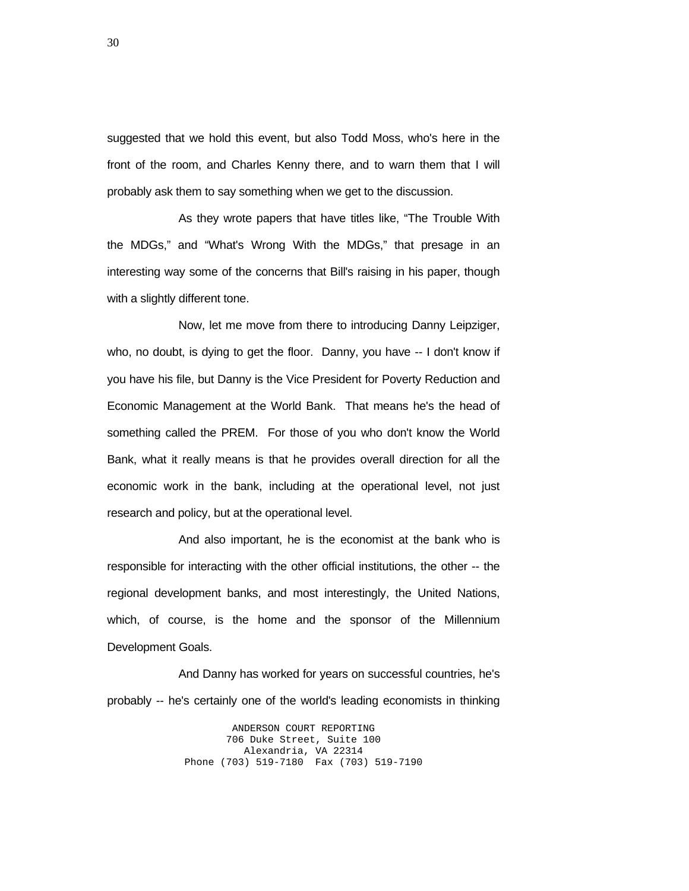suggested that we hold this event, but also Todd Moss, who's here in the front of the room, and Charles Kenny there, and to warn them that I will probably ask them to say something when we get to the discussion.

As they wrote papers that have titles like, "The Trouble With the MDGs," and "What's Wrong With the MDGs," that presage in an interesting way some of the concerns that Bill's raising in his paper, though with a slightly different tone.

Now, let me move from there to introducing Danny Leipziger, who, no doubt, is dying to get the floor. Danny, you have -- I don't know if you have his file, but Danny is the Vice President for Poverty Reduction and Economic Management at the World Bank. That means he's the head of something called the PREM. For those of you who don't know the World Bank, what it really means is that he provides overall direction for all the economic work in the bank, including at the operational level, not just research and policy, but at the operational level.

And also important, he is the economist at the bank who is responsible for interacting with the other official institutions, the other -- the regional development banks, and most interestingly, the United Nations, which, of course, is the home and the sponsor of the Millennium Development Goals.

And Danny has worked for years on successful countries, he's probably -- he's certainly one of the world's leading economists in thinking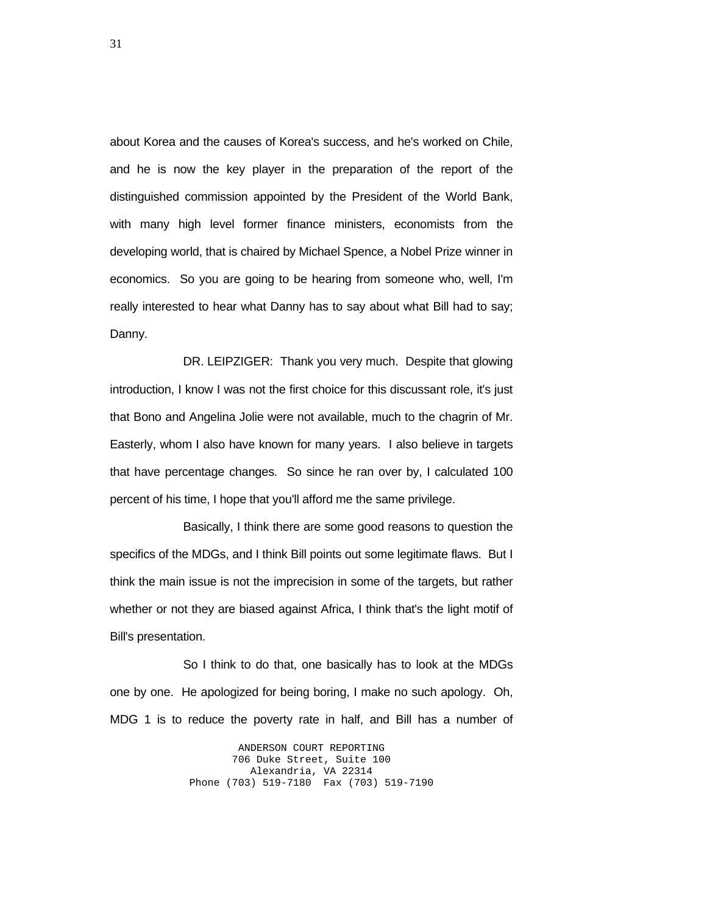about Korea and the causes of Korea's success, and he's worked on Chile, and he is now the key player in the preparation of the report of the distinguished commission appointed by the President of the World Bank, with many high level former finance ministers, economists from the developing world, that is chaired by Michael Spence, a Nobel Prize winner in economics. So you are going to be hearing from someone who, well, I'm really interested to hear what Danny has to say about what Bill had to say; Danny.

DR. LEIPZIGER: Thank you very much. Despite that glowing introduction, I know I was not the first choice for this discussant role, it's just that Bono and Angelina Jolie were not available, much to the chagrin of Mr. Easterly, whom I also have known for many years. I also believe in targets that have percentage changes. So since he ran over by, I calculated 100 percent of his time, I hope that you'll afford me the same privilege.

Basically, I think there are some good reasons to question the specifics of the MDGs, and I think Bill points out some legitimate flaws. But I think the main issue is not the imprecision in some of the targets, but rather whether or not they are biased against Africa, I think that's the light motif of Bill's presentation.

So I think to do that, one basically has to look at the MDGs one by one. He apologized for being boring, I make no such apology. Oh, MDG 1 is to reduce the poverty rate in half, and Bill has a number of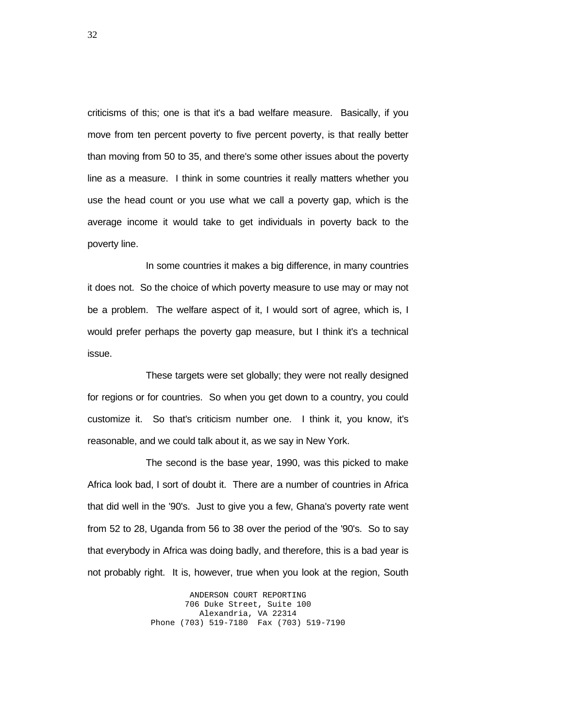criticisms of this; one is that it's a bad welfare measure. Basically, if you move from ten percent poverty to five percent poverty, is that really better than moving from 50 to 35, and there's some other issues about the poverty line as a measure. I think in some countries it really matters whether you use the head count or you use what we call a poverty gap, which is the average income it would take to get individuals in poverty back to the poverty line.

In some countries it makes a big difference, in many countries it does not. So the choice of which poverty measure to use may or may not be a problem. The welfare aspect of it, I would sort of agree, which is, I would prefer perhaps the poverty gap measure, but I think it's a technical issue.

These targets were set globally; they were not really designed for regions or for countries. So when you get down to a country, you could customize it. So that's criticism number one. I think it, you know, it's reasonable, and we could talk about it, as we say in New York.

The second is the base year, 1990, was this picked to make Africa look bad, I sort of doubt it. There are a number of countries in Africa that did well in the '90's. Just to give you a few, Ghana's poverty rate went from 52 to 28, Uganda from 56 to 38 over the period of the '90's. So to say that everybody in Africa was doing badly, and therefore, this is a bad year is not probably right. It is, however, true when you look at the region, South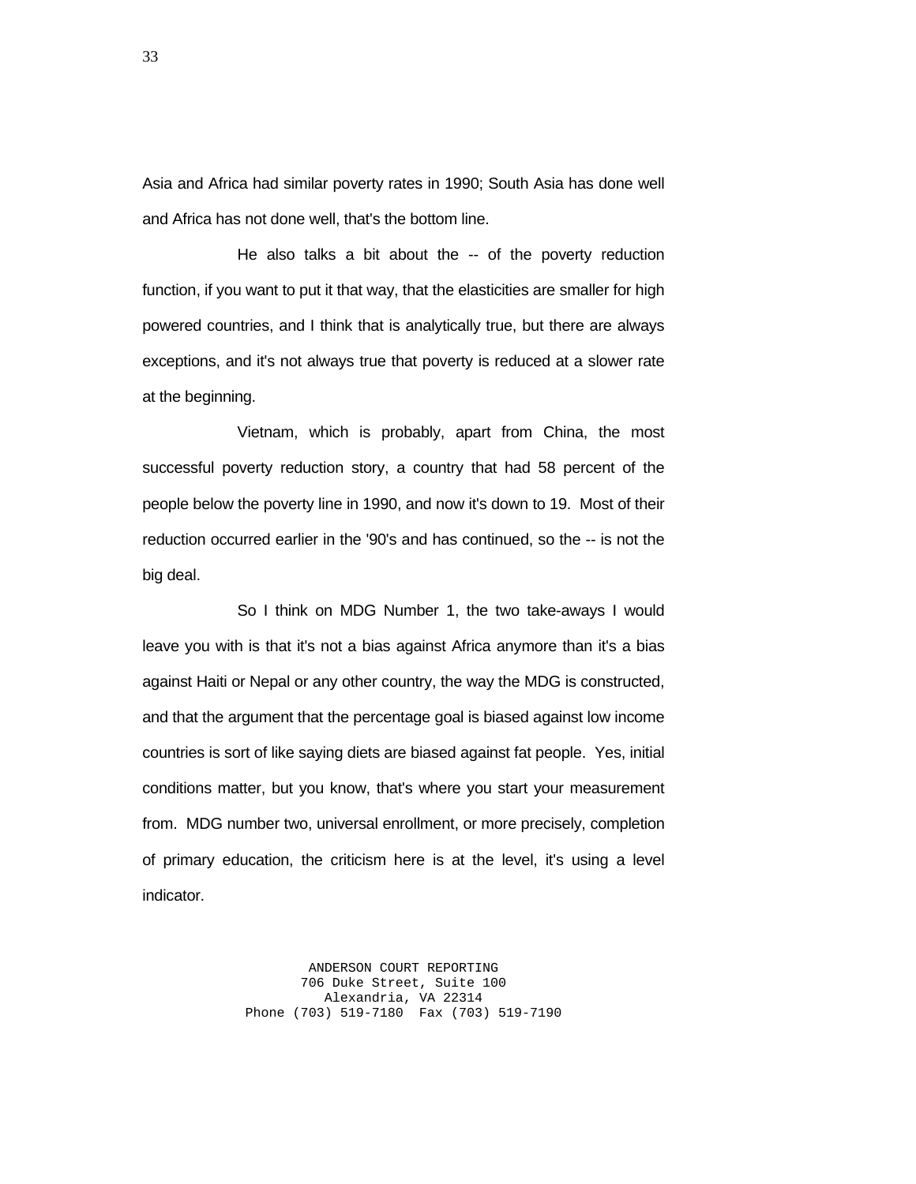Asia and Africa had similar poverty rates in 1990; South Asia has done well and Africa has not done well, that's the bottom line.

He also talks a bit about the -- of the poverty reduction function, if you want to put it that way, that the elasticities are smaller for high powered countries, and I think that is analytically true, but there are always exceptions, and it's not always true that poverty is reduced at a slower rate at the beginning.

Vietnam, which is probably, apart from China, the most successful poverty reduction story, a country that had 58 percent of the people below the poverty line in 1990, and now it's down to 19. Most of their reduction occurred earlier in the '90's and has continued, so the -- is not the big deal.

So I think on MDG Number 1, the two take-aways I would leave you with is that it's not a bias against Africa anymore than it's a bias against Haiti or Nepal or any other country, the way the MDG is constructed, and that the argument that the percentage goal is biased against low income countries is sort of like saying diets are biased against fat people. Yes, initial conditions matter, but you know, that's where you start your measurement from. MDG number two, universal enrollment, or more precisely, completion of primary education, the criticism here is at the level, it's using a level indicator.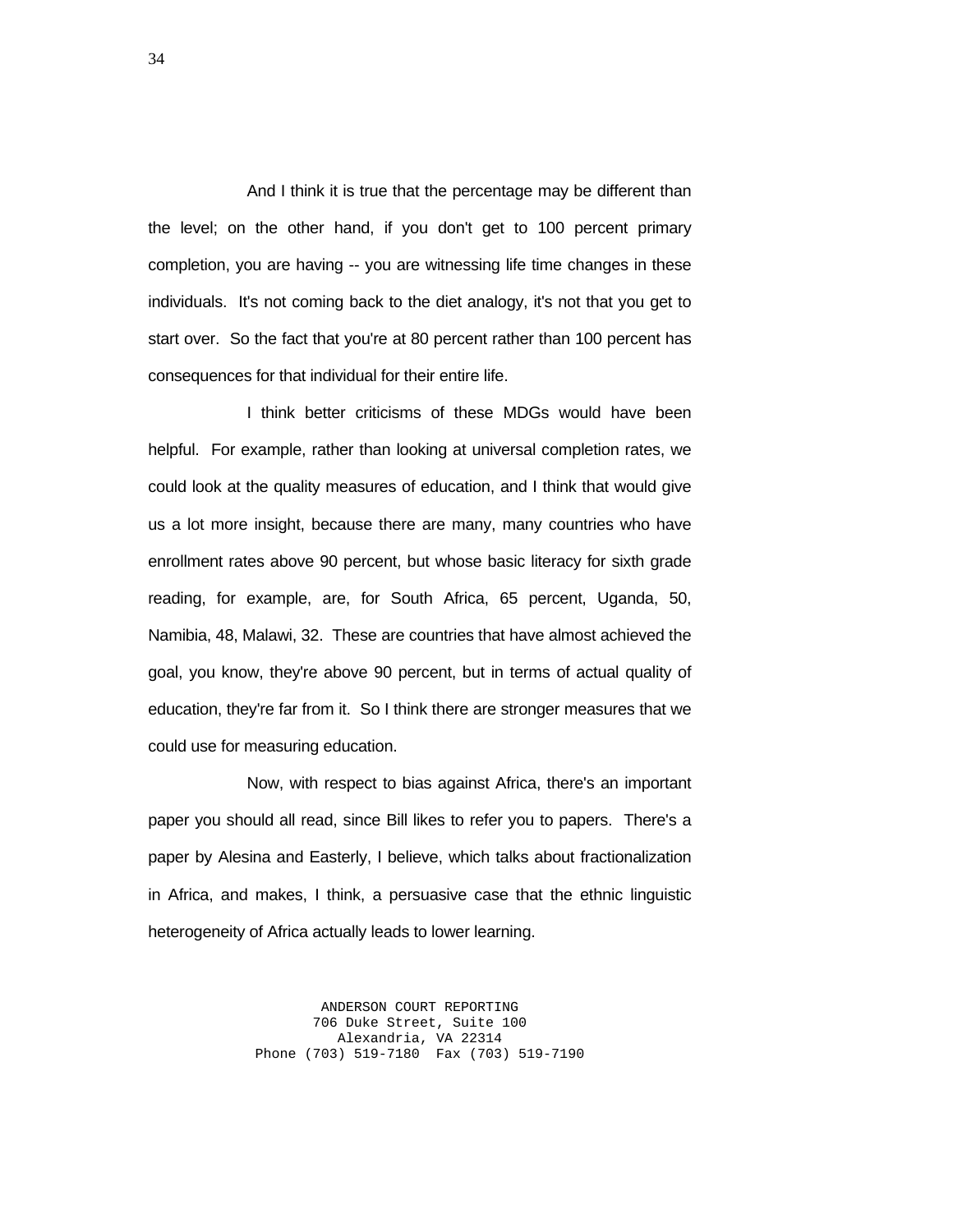And I think it is true that the percentage may be different than the level; on the other hand, if you don't get to 100 percent primary completion, you are having -- you are witnessing life time changes in these individuals. It's not coming back to the diet analogy, it's not that you get to start over. So the fact that you're at 80 percent rather than 100 percent has consequences for that individual for their entire life.

I think better criticisms of these MDGs would have been helpful. For example, rather than looking at universal completion rates, we could look at the quality measures of education, and I think that would give us a lot more insight, because there are many, many countries who have enrollment rates above 90 percent, but whose basic literacy for sixth grade reading, for example, are, for South Africa, 65 percent, Uganda, 50, Namibia, 48, Malawi, 32. These are countries that have almost achieved the goal, you know, they're above 90 percent, but in terms of actual quality of education, they're far from it. So I think there are stronger measures that we could use for measuring education.

Now, with respect to bias against Africa, there's an important paper you should all read, since Bill likes to refer you to papers. There's a paper by Alesina and Easterly, I believe, which talks about fractionalization in Africa, and makes, I think, a persuasive case that the ethnic linguistic heterogeneity of Africa actually leads to lower learning.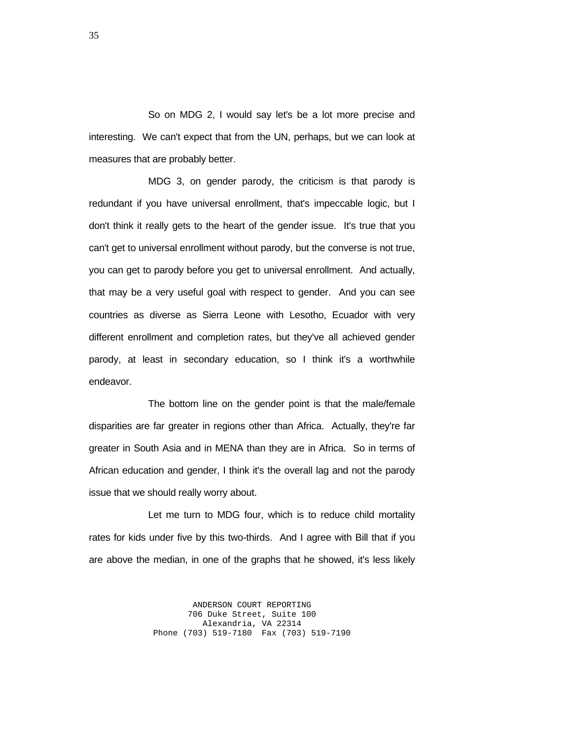So on MDG 2, I would say let's be a lot more precise and interesting. We can't expect that from the UN, perhaps, but we can look at measures that are probably better.

MDG 3, on gender parody, the criticism is that parody is redundant if you have universal enrollment, that's impeccable logic, but I don't think it really gets to the heart of the gender issue. It's true that you can't get to universal enrollment without parody, but the converse is not true, you can get to parody before you get to universal enrollment. And actually, that may be a very useful goal with respect to gender. And you can see countries as diverse as Sierra Leone with Lesotho, Ecuador with very different enrollment and completion rates, but they've all achieved gender parody, at least in secondary education, so I think it's a worthwhile endeavor.

The bottom line on the gender point is that the male/female disparities are far greater in regions other than Africa. Actually, they're far greater in South Asia and in MENA than they are in Africa. So in terms of African education and gender, I think it's the overall lag and not the parody issue that we should really worry about.

Let me turn to MDG four, which is to reduce child mortality rates for kids under five by this two-thirds. And I agree with Bill that if you are above the median, in one of the graphs that he showed, it's less likely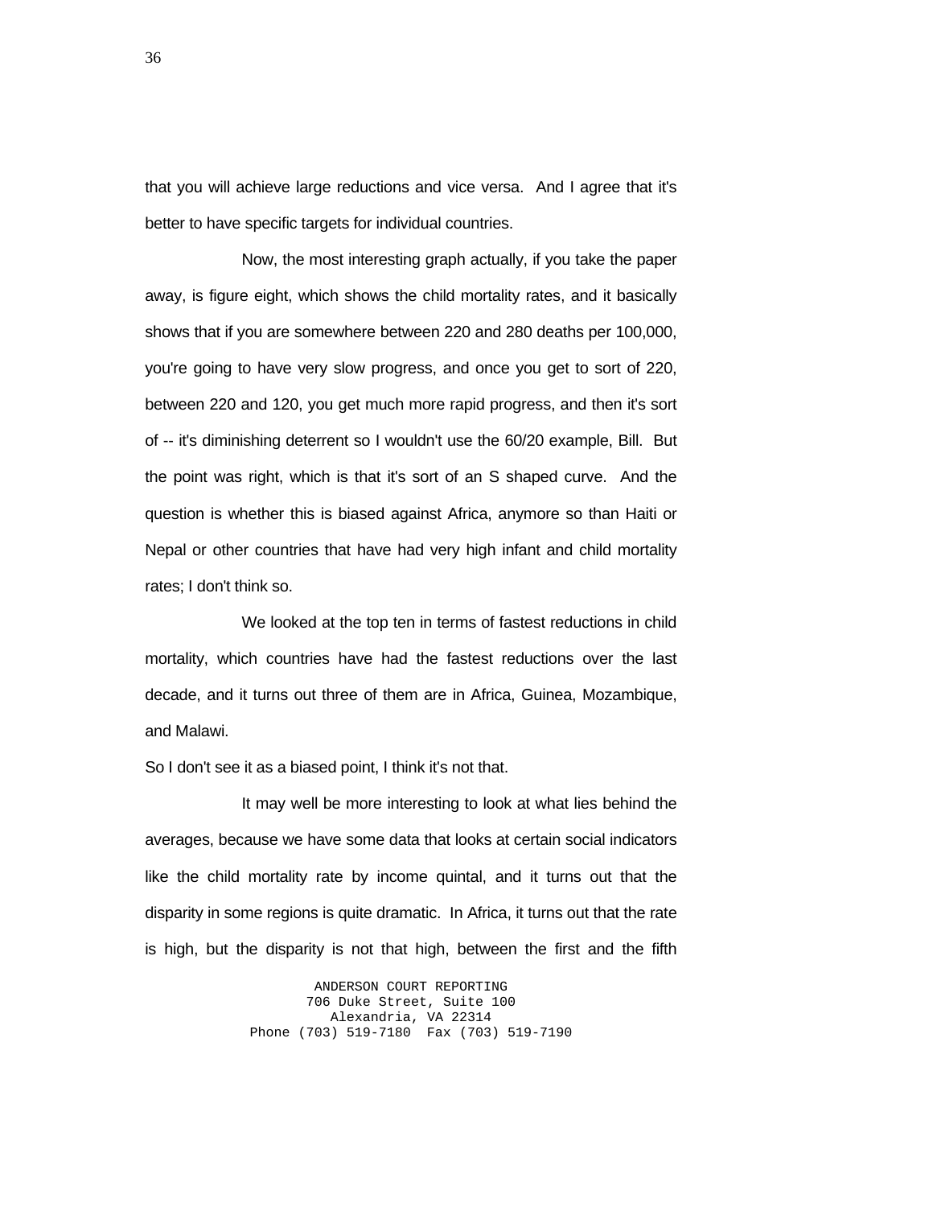that you will achieve large reductions and vice versa. And I agree that it's better to have specific targets for individual countries.

Now, the most interesting graph actually, if you take the paper away, is figure eight, which shows the child mortality rates, and it basically shows that if you are somewhere between 220 and 280 deaths per 100,000, you're going to have very slow progress, and once you get to sort of 220, between 220 and 120, you get much more rapid progress, and then it's sort of -- it's diminishing deterrent so I wouldn't use the 60/20 example, Bill. But the point was right, which is that it's sort of an S shaped curve. And the question is whether this is biased against Africa, anymore so than Haiti or Nepal or other countries that have had very high infant and child mortality rates; I don't think so.

We looked at the top ten in terms of fastest reductions in child mortality, which countries have had the fastest reductions over the last decade, and it turns out three of them are in Africa, Guinea, Mozambique, and Malawi.

So I don't see it as a biased point, I think it's not that.

It may well be more interesting to look at what lies behind the averages, because we have some data that looks at certain social indicators like the child mortality rate by income quintal, and it turns out that the disparity in some regions is quite dramatic. In Africa, it turns out that the rate is high, but the disparity is not that high, between the first and the fifth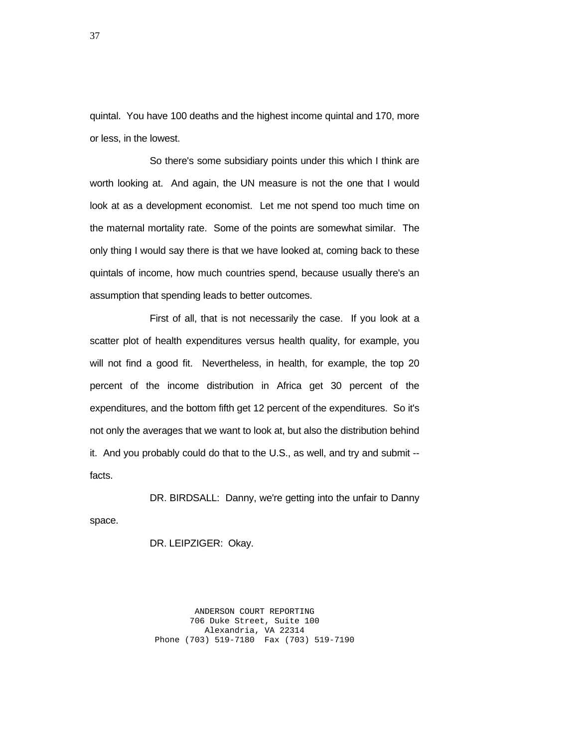quintal. You have 100 deaths and the highest income quintal and 170, more or less, in the lowest.

So there's some subsidiary points under this which I think are worth looking at. And again, the UN measure is not the one that I would look at as a development economist. Let me not spend too much time on the maternal mortality rate. Some of the points are somewhat similar. The only thing I would say there is that we have looked at, coming back to these quintals of income, how much countries spend, because usually there's an assumption that spending leads to better outcomes.

First of all, that is not necessarily the case. If you look at a scatter plot of health expenditures versus health quality, for example, you will not find a good fit. Nevertheless, in health, for example, the top 20 percent of the income distribution in Africa get 30 percent of the expenditures, and the bottom fifth get 12 percent of the expenditures. So it's not only the averages that we want to look at, but also the distribution behind it. And you probably could do that to the U.S., as well, and try and submit -- facts.

DR. BIRDSALL: Danny, we're getting into the unfair to Danny space.

DR. LEIPZIGER: Okay.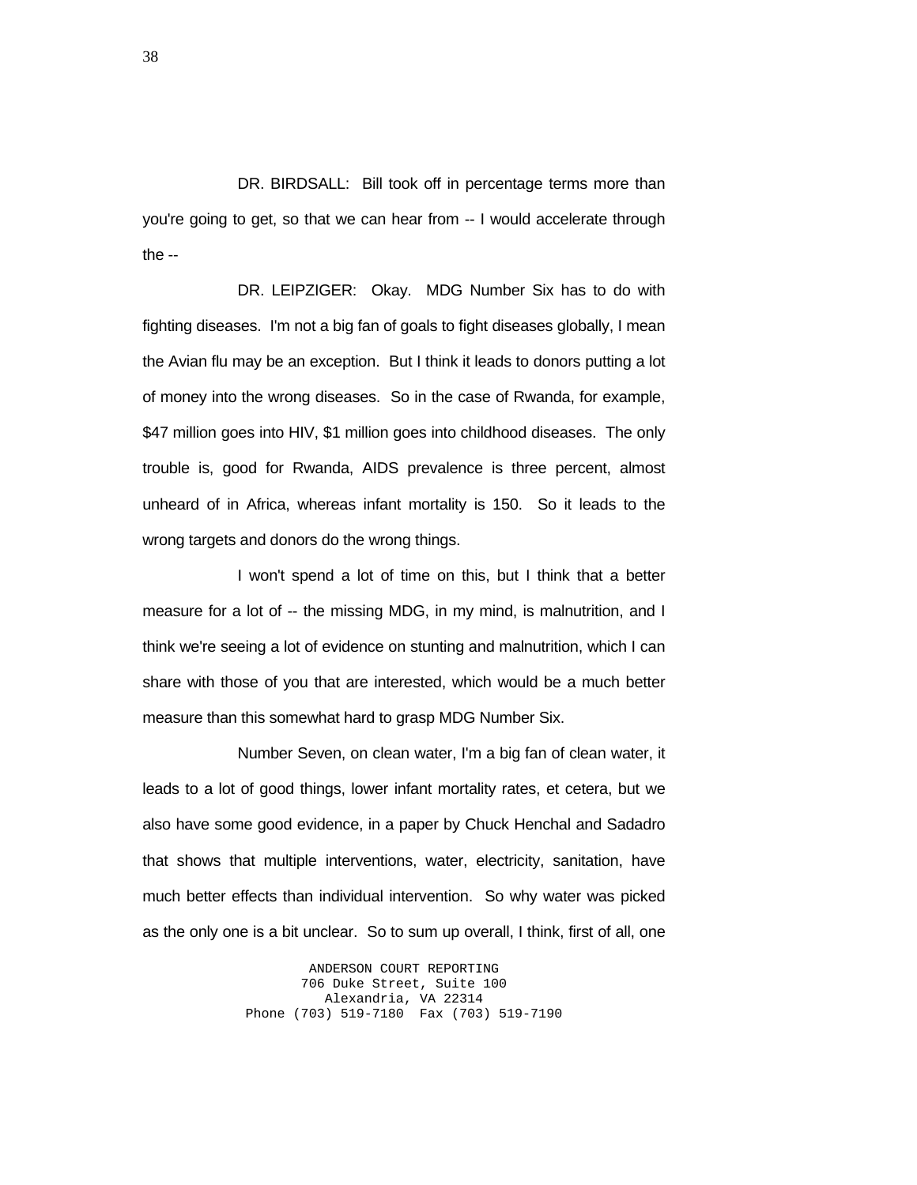DR. BIRDSALL: Bill took off in percentage terms more than you're going to get, so that we can hear from -- I would accelerate through the --

DR. LEIPZIGER: Okay. MDG Number Six has to do with fighting diseases. I'm not a big fan of goals to fight diseases globally, I mean the Avian flu may be an exception. But I think it leads to donors putting a lot of money into the wrong diseases. So in the case of Rwanda, for example, $47 million goes into HIV, $1 million goes into childhood diseases. The only trouble is, good for Rwanda, AIDS prevalence is three percent, almost unheard of in Africa, whereas infant mortality is 150. So it leads to the wrong targets and donors do the wrong things.

I won't spend a lot of time on this, but I think that a better measure for a lot of -- the missing MDG, in my mind, is malnutrition, and I think we're seeing a lot of evidence on stunting and malnutrition, which I can share with those of you that are interested, which would be a much better measure than this somewhat hard to grasp MDG Number Six.

Number Seven, on clean water, I'm a big fan of clean water, it leads to a lot of good things, lower infant mortality rates, et cetera, but we also have some good evidence, in a paper by Chuck Henchal and Sadadro that shows that multiple interventions, water, electricity, sanitation, have much better effects than individual intervention. So why water was picked as the only one is a bit unclear. So to sum up overall, I think, first of all, one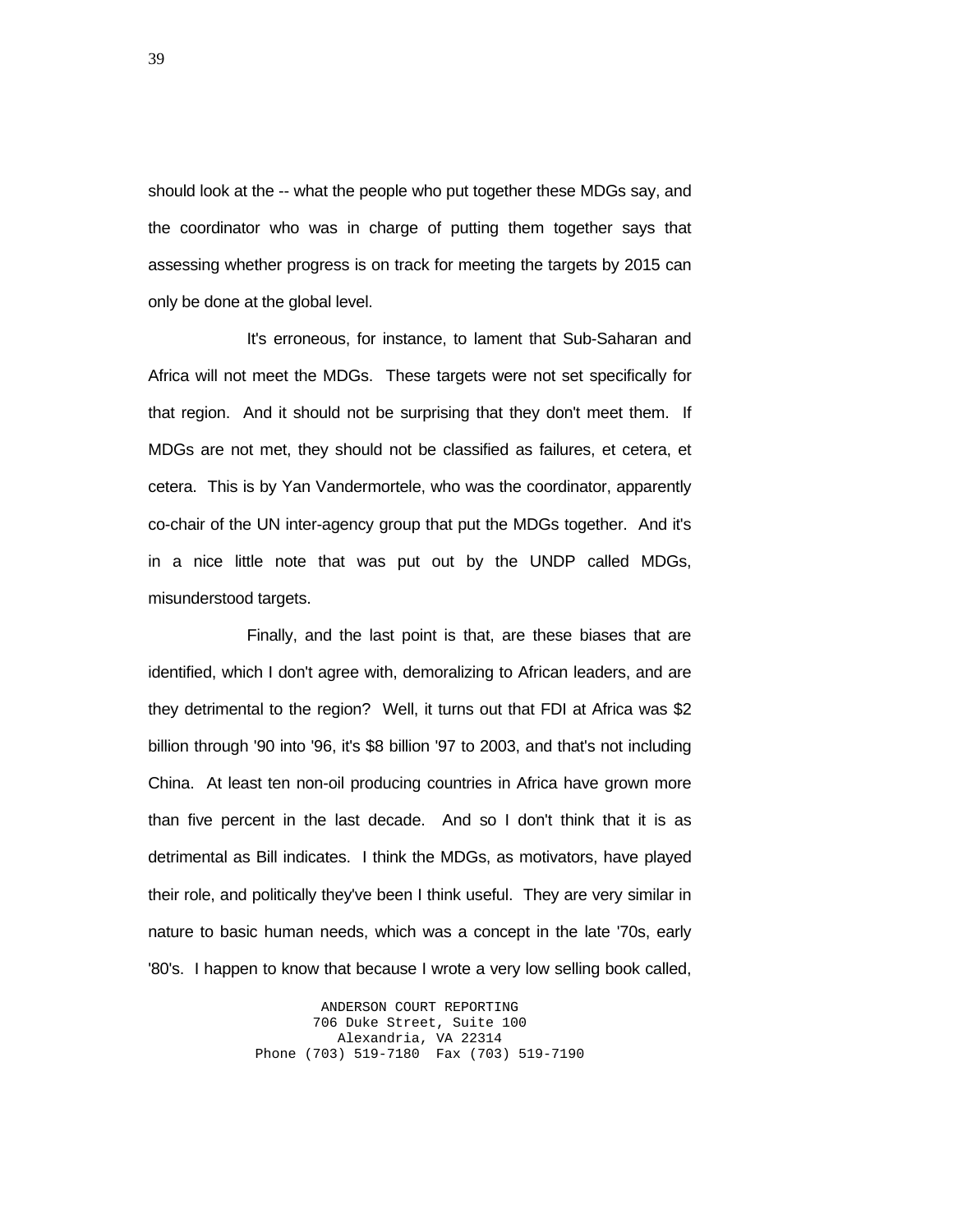should look at the -- what the people who put together these MDGs say, and the coordinator who was in charge of putting them together says that assessing whether progress is on track for meeting the targets by 2015 can only be done at the global level.

It's erroneous, for instance, to lament that Sub-Saharan and Africa will not meet the MDGs. These targets were not set specifically for that region. And it should not be surprising that they don't meet them. If MDGs are not met, they should not be classified as failures, et cetera, et cetera. This is by Yan Vandermortele, who was the coordinator, apparently co-chair of the UN inter-agency group that put the MDGs together. And it's in a nice little note that was put out by the UNDP called MDGs, misunderstood targets.

Finally, and the last point is that, are these biases that are identified, which I don't agree with, demoralizing to African leaders, and are they detrimental to the region? Well, it turns out that FDI at Africa was $2 billion through '90 into '96, it's $8 billion '97 to 2003, and that's not including China. At least ten non-oil producing countries in Africa have grown more than five percent in the last decade. And so I don't think that it is as detrimental as Bill indicates. I think the MDGs, as motivators, have played their role, and politically they've been I think useful. They are very similar in nature to basic human needs, which was a concept in the late '70s, early '80's. I happen to know that because I wrote a very low selling book called,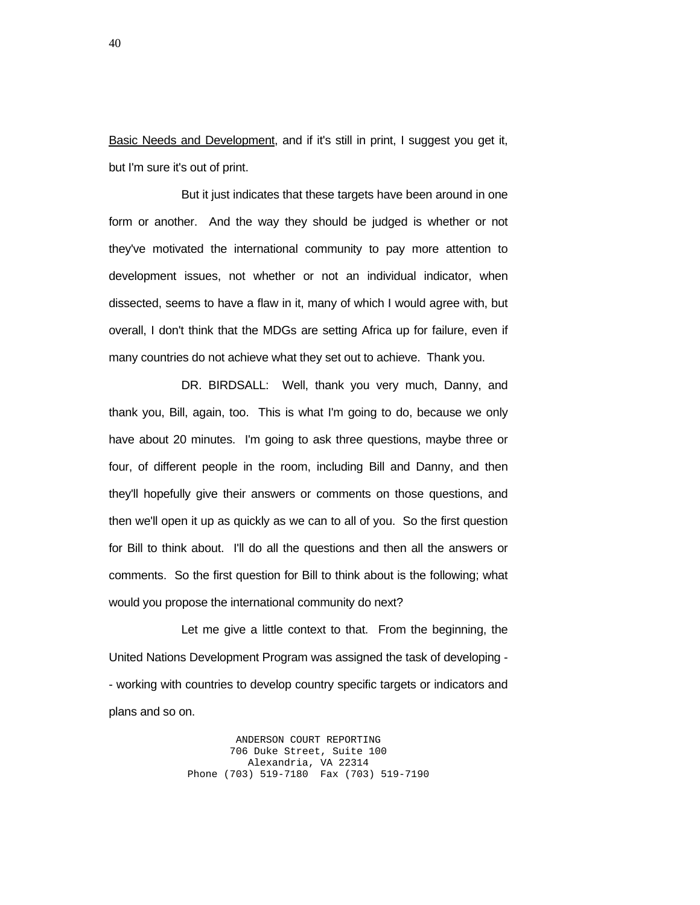Basic Needs and Development, and if it's still in print, I suggest you get it, but I'm sure it's out of print.

But it just indicates that these targets have been around in one form or another. And the way they should be judged is whether or not they've motivated the international community to pay more attention to development issues, not whether or not an individual indicator, when dissected, seems to have a flaw in it, many of which I would agree with, but overall, I don't think that the MDGs are setting Africa up for failure, even if many countries do not achieve what they set out to achieve. Thank you.

DR. BIRDSALL: Well, thank you very much, Danny, and thank you, Bill, again, too. This is what I'm going to do, because we only have about 20 minutes. I'm going to ask three questions, maybe three or four, of different people in the room, including Bill and Danny, and then they'll hopefully give their answers or comments on those questions, and then we'll open it up as quickly as we can to all of you. So the first question for Bill to think about. I'll do all the questions and then all the answers or comments. So the first question for Bill to think about is the following; what would you propose the international community do next?

Let me give a little context to that. From the beginning, the United Nations Development Program was assigned the task of developing -- working with countries to develop country specific targets or indicators and plans and so on.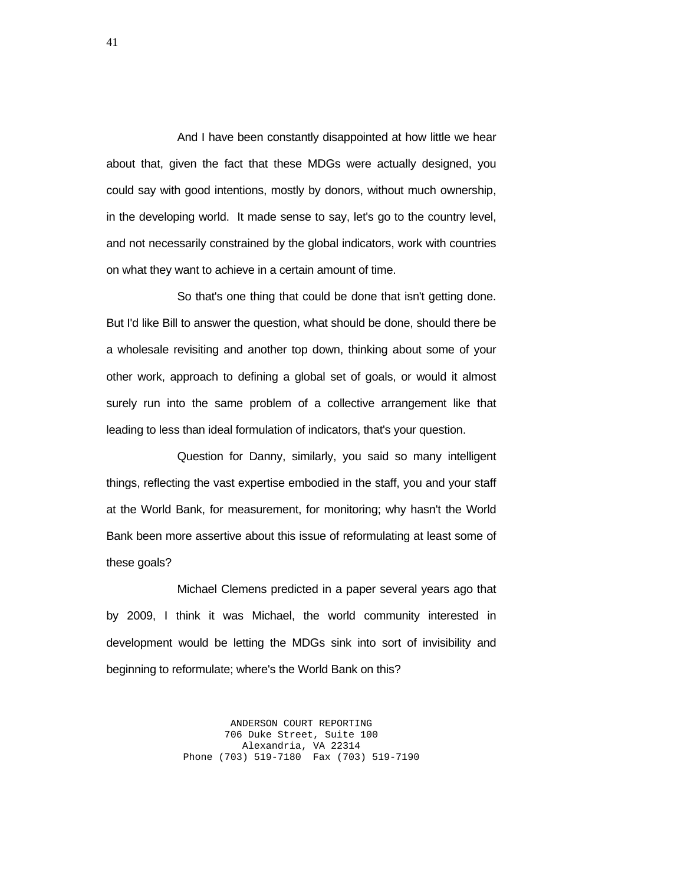And I have been constantly disappointed at how little we hear about that, given the fact that these MDGs were actually designed, you could say with good intentions, mostly by donors, without much ownership, in the developing world. It made sense to say, let's go to the country level, and not necessarily constrained by the global indicators, work with countries on what they want to achieve in a certain amount of time.

So that's one thing that could be done that isn't getting done. But I'd like Bill to answer the question, what should be done, should there be a wholesale revisiting and another top down, thinking about some of your other work, approach to defining a global set of goals, or would it almost surely run into the same problem of a collective arrangement like that leading to less than ideal formulation of indicators, that's your question.

Question for Danny, similarly, you said so many intelligent things, reflecting the vast expertise embodied in the staff, you and your staff at the World Bank, for measurement, for monitoring; why hasn't the World Bank been more assertive about this issue of reformulating at least some of these goals?

Michael Clemens predicted in a paper several years ago that by 2009, I think it was Michael, the world community interested in development would be letting the MDGs sink into sort of invisibility and beginning to reformulate; where's the World Bank on this?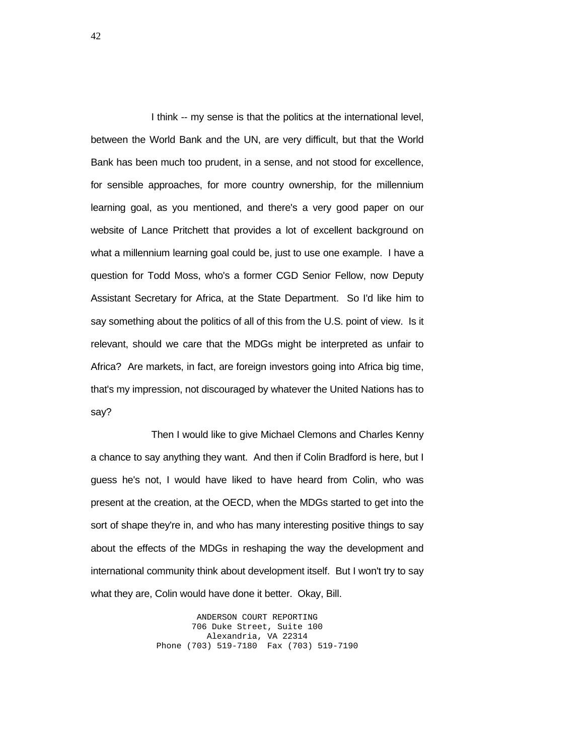I think -- my sense is that the politics at the international level, between the World Bank and the UN, are very difficult, but that the World Bank has been much too prudent, in a sense, and not stood for excellence, for sensible approaches, for more country ownership, for the millennium learning goal, as you mentioned, and there's a very good paper on our website of Lance Pritchett that provides a lot of excellent background on what a millennium learning goal could be, just to use one example. I have a question for Todd Moss, who's a former CGD Senior Fellow, now Deputy Assistant Secretary for Africa, at the State Department. So I'd like him to say something about the politics of all of this from the U.S. point of view. Is it relevant, should we care that the MDGs might be interpreted as unfair to Africa? Are markets, in fact, are foreign investors going into Africa big time, that's my impression, not discouraged by whatever the United Nations has to say?

Then I would like to give Michael Clemons and Charles Kenny a chance to say anything they want. And then if Colin Bradford is here, but I guess he's not, I would have liked to have heard from Colin, who was present at the creation, at the OECD, when the MDGs started to get into the sort of shape they're in, and who has many interesting positive things to say about the effects of the MDGs in reshaping the way the development and international community think about development itself. But I won't try to say what they are, Colin would have done it better. Okay, Bill.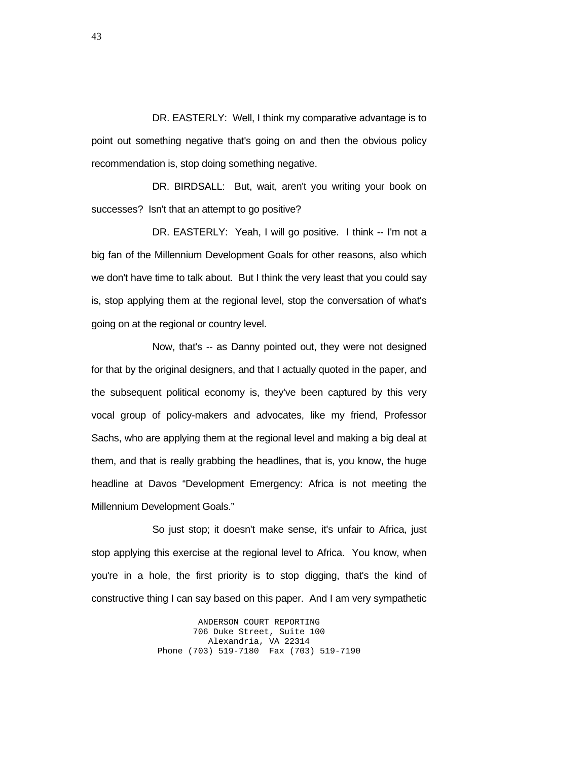DR. EASTERLY: Well, I think my comparative advantage is to point out something negative that's going on and then the obvious policy recommendation is, stop doing something negative.

DR. BIRDSALL: But, wait, aren't you writing your book on successes? Isn't that an attempt to go positive?

DR. EASTERLY: Yeah, I will go positive. I think -- I'm not a big fan of the Millennium Development Goals for other reasons, also which we don't have time to talk about. But I think the very least that you could say is, stop applying them at the regional level, stop the conversation of what's going on at the regional or country level.

Now, that's -- as Danny pointed out, they were not designed for that by the original designers, and that I actually quoted in the paper, and the subsequent political economy is, they've been captured by this very vocal group of policy-makers and advocates, like my friend, Professor Sachs, who are applying them at the regional level and making a big deal at them, and that is really grabbing the headlines, that is, you know, the huge headline at Davos "Development Emergency: Africa is not meeting the Millennium Development Goals."

So just stop; it doesn't make sense, it's unfair to Africa, just stop applying this exercise at the regional level to Africa. You know, when you're in a hole, the first priority is to stop digging, that's the kind of constructive thing I can say based on this paper. And I am very sympathetic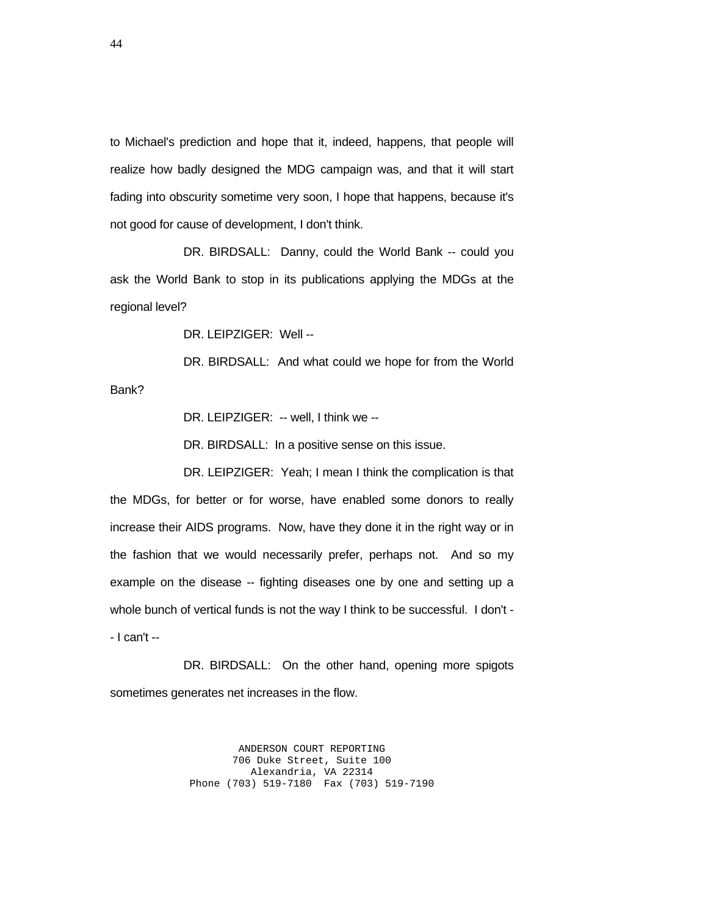to Michael's prediction and hope that it, indeed, happens, that people will realize how badly designed the MDG campaign was, and that it will start fading into obscurity sometime very soon, I hope that happens, because it's not good for cause of development, I don't think.

DR. BIRDSALL: Danny, could the World Bank -- could you ask the World Bank to stop in its publications applying the MDGs at the regional level?

DR. LEIPZIGER: Well --

DR. BIRDSALL: And what could we hope for from the World Bank?

DR. LEIPZIGER: -- well, I think we --

DR. BIRDSALL: In a positive sense on this issue.

DR. LEIPZIGER: Yeah; I mean I think the complication is that the MDGs, for better or for worse, have enabled some donors to really increase their AIDS programs. Now, have they done it in the right way or in the fashion that we would necessarily prefer, perhaps not. And so my example on the disease -- fighting diseases one by one and setting up a whole bunch of vertical funds is not the way I think to be successful. I don't -- I can't --

DR. BIRDSALL: On the other hand, opening more spigots sometimes generates net increases in the flow.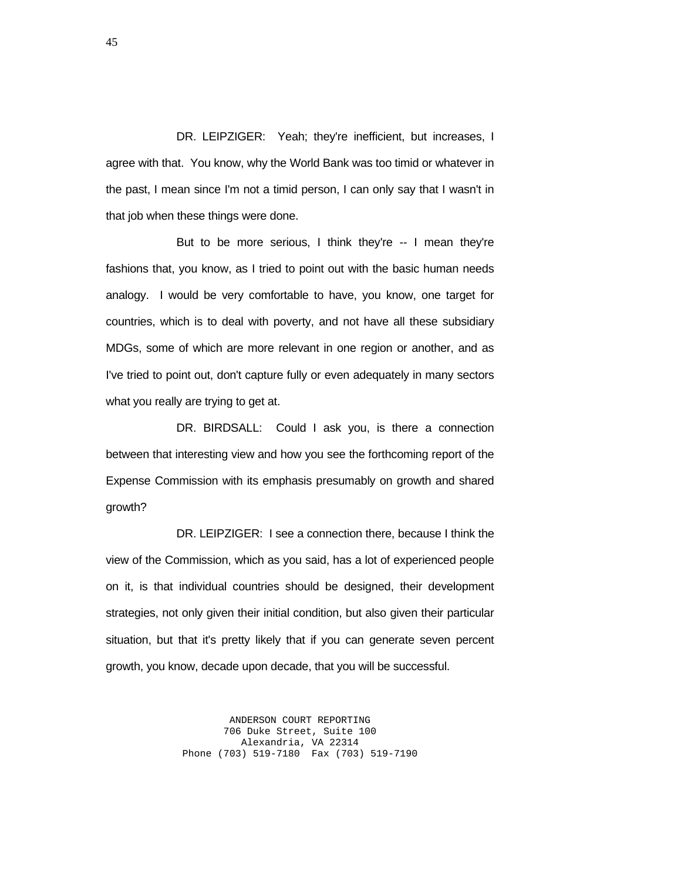DR. LEIPZIGER: Yeah; they're inefficient, but increases, I agree with that. You know, why the World Bank was too timid or whatever in the past, I mean since I'm not a timid person, I can only say that I wasn't in that job when these things were done.

But to be more serious, I think they're -- I mean they're fashions that, you know, as I tried to point out with the basic human needs analogy. I would be very comfortable to have, you know, one target for countries, which is to deal with poverty, and not have all these subsidiary MDGs, some of which are more relevant in one region or another, and as I've tried to point out, don't capture fully or even adequately in many sectors what you really are trying to get at.

DR. BIRDSALL: Could I ask you, is there a connection between that interesting view and how you see the forthcoming report of the Expense Commission with its emphasis presumably on growth and shared growth?

DR. LEIPZIGER: I see a connection there, because I think the view of the Commission, which as you said, has a lot of experienced people on it, is that individual countries should be designed, their development strategies, not only given their initial condition, but also given their particular situation, but that it's pretty likely that if you can generate seven percent growth, you know, decade upon decade, that you will be successful.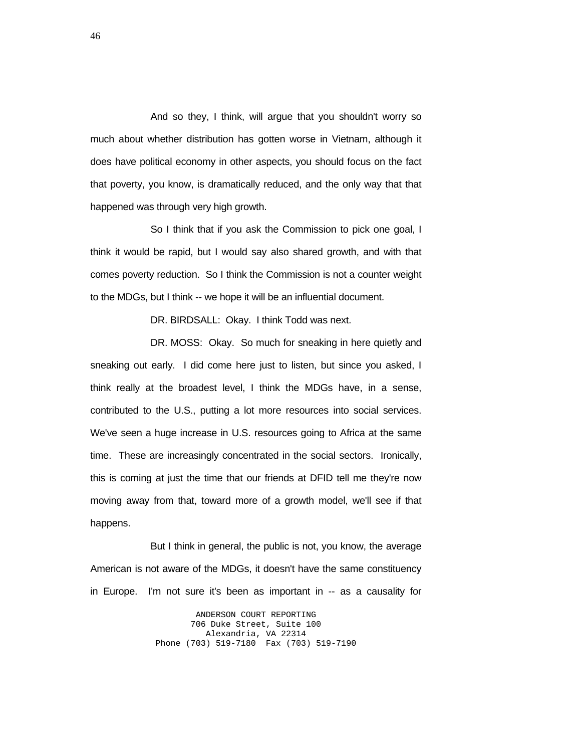And so they, I think, will argue that you shouldn't worry so much about whether distribution has gotten worse in Vietnam, although it does have political economy in other aspects, you should focus on the fact that poverty, you know, is dramatically reduced, and the only way that that happened was through very high growth.

So I think that if you ask the Commission to pick one goal, I think it would be rapid, but I would say also shared growth, and with that comes poverty reduction. So I think the Commission is not a counter weight to the MDGs, but I think -- we hope it will be an influential document.

DR. BIRDSALL: Okay. I think Todd was next.

DR. MOSS: Okay. So much for sneaking in here quietly and sneaking out early. I did come here just to listen, but since you asked, I think really at the broadest level, I think the MDGs have, in a sense, contributed to the U.S., putting a lot more resources into social services. We've seen a huge increase in U.S. resources going to Africa at the same time. These are increasingly concentrated in the social sectors. Ironically, this is coming at just the time that our friends at DFID tell me they're now moving away from that, toward more of a growth model, we'll see if that happens.

But I think in general, the public is not, you know, the average American is not aware of the MDGs, it doesn't have the same constituency in Europe. I'm not sure it's been as important in -- as a causality for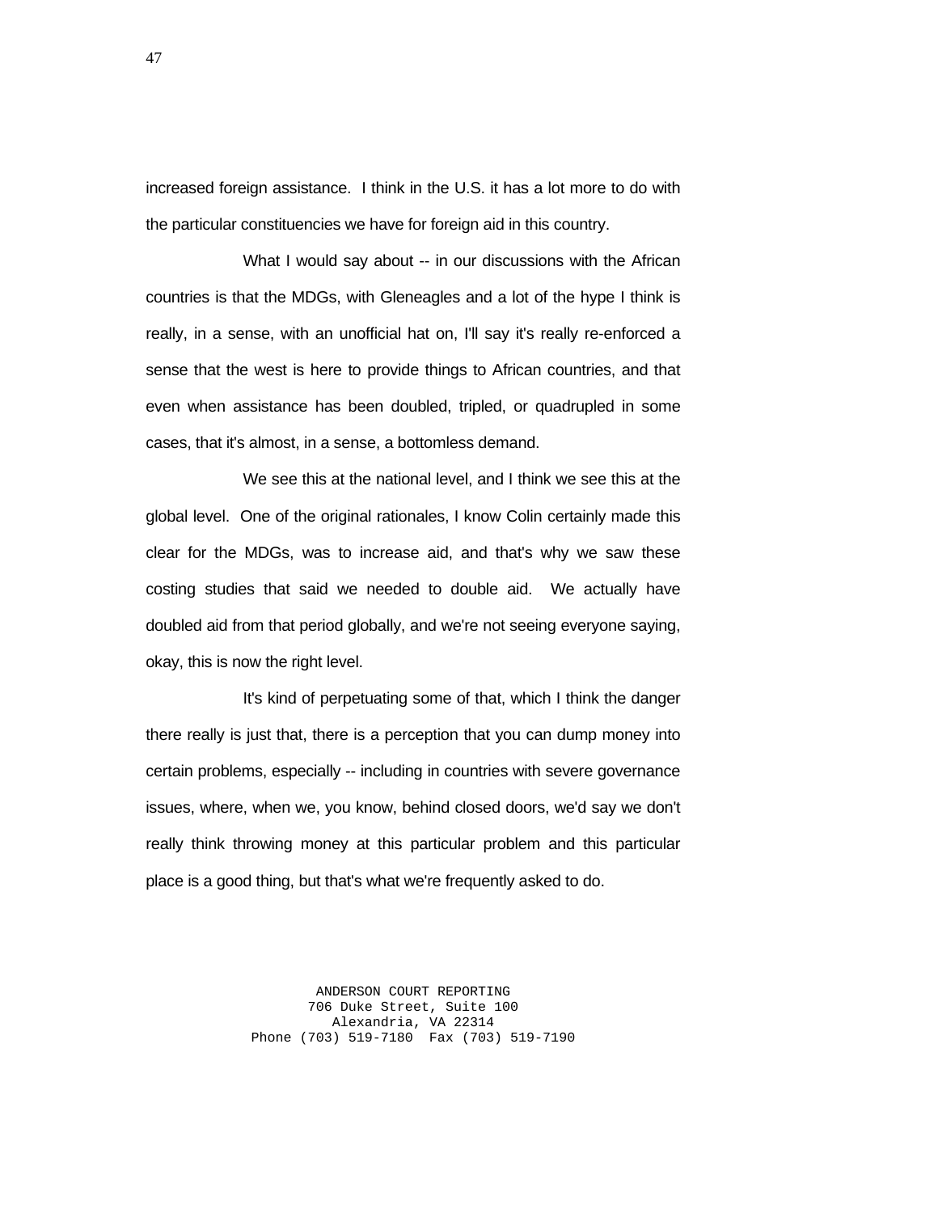increased foreign assistance. I think in the U.S. it has a lot more to do with the particular constituencies we have for foreign aid in this country.

What I would say about -- in our discussions with the African countries is that the MDGs, with Gleneagles and a lot of the hype I think is really, in a sense, with an unofficial hat on, I'll say it's really re-enforced a sense that the west is here to provide things to African countries, and that even when assistance has been doubled, tripled, or quadrupled in some cases, that it's almost, in a sense, a bottomless demand.

We see this at the national level, and I think we see this at the global level. One of the original rationales, I know Colin certainly made this clear for the MDGs, was to increase aid, and that's why we saw these costing studies that said we needed to double aid. We actually have doubled aid from that period globally, and we're not seeing everyone saying, okay, this is now the right level.

It's kind of perpetuating some of that, which I think the danger there really is just that, there is a perception that you can dump money into certain problems, especially -- including in countries with severe governance issues, where, when we, you know, behind closed doors, we'd say we don't really think throwing money at this particular problem and this particular place is a good thing, but that's what we're frequently asked to do.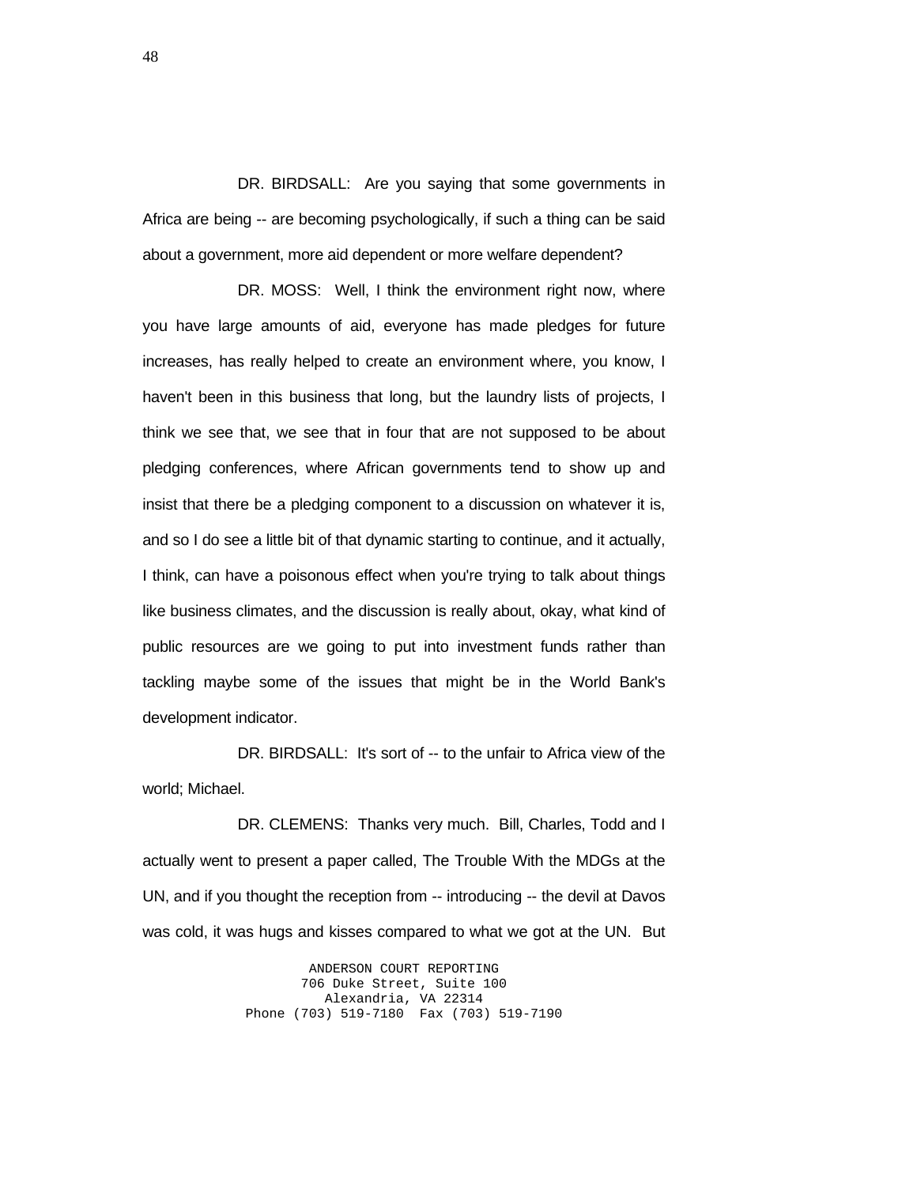DR. BIRDSALL: Are you saying that some governments in Africa are being -- are becoming psychologically, if such a thing can be said about a government, more aid dependent or more welfare dependent?

DR. MOSS: Well, I think the environment right now, where you have large amounts of aid, everyone has made pledges for future increases, has really helped to create an environment where, you know, I haven't been in this business that long, but the laundry lists of projects, I think we see that, we see that in four that are not supposed to be about pledging conferences, where African governments tend to show up and insist that there be a pledging component to a discussion on whatever it is, and so I do see a little bit of that dynamic starting to continue, and it actually, I think, can have a poisonous effect when you're trying to talk about things like business climates, and the discussion is really about, okay, what kind of public resources are we going to put into investment funds rather than tackling maybe some of the issues that might be in the World Bank's development indicator.

DR. BIRDSALL: It's sort of -- to the unfair to Africa view of the world; Michael.

DR. CLEMENS: Thanks very much. Bill, Charles, Todd and I actually went to present a paper called, The Trouble With the MDGs at the UN, and if you thought the reception from -- introducing -- the devil at Davos was cold, it was hugs and kisses compared to what we got at the UN. But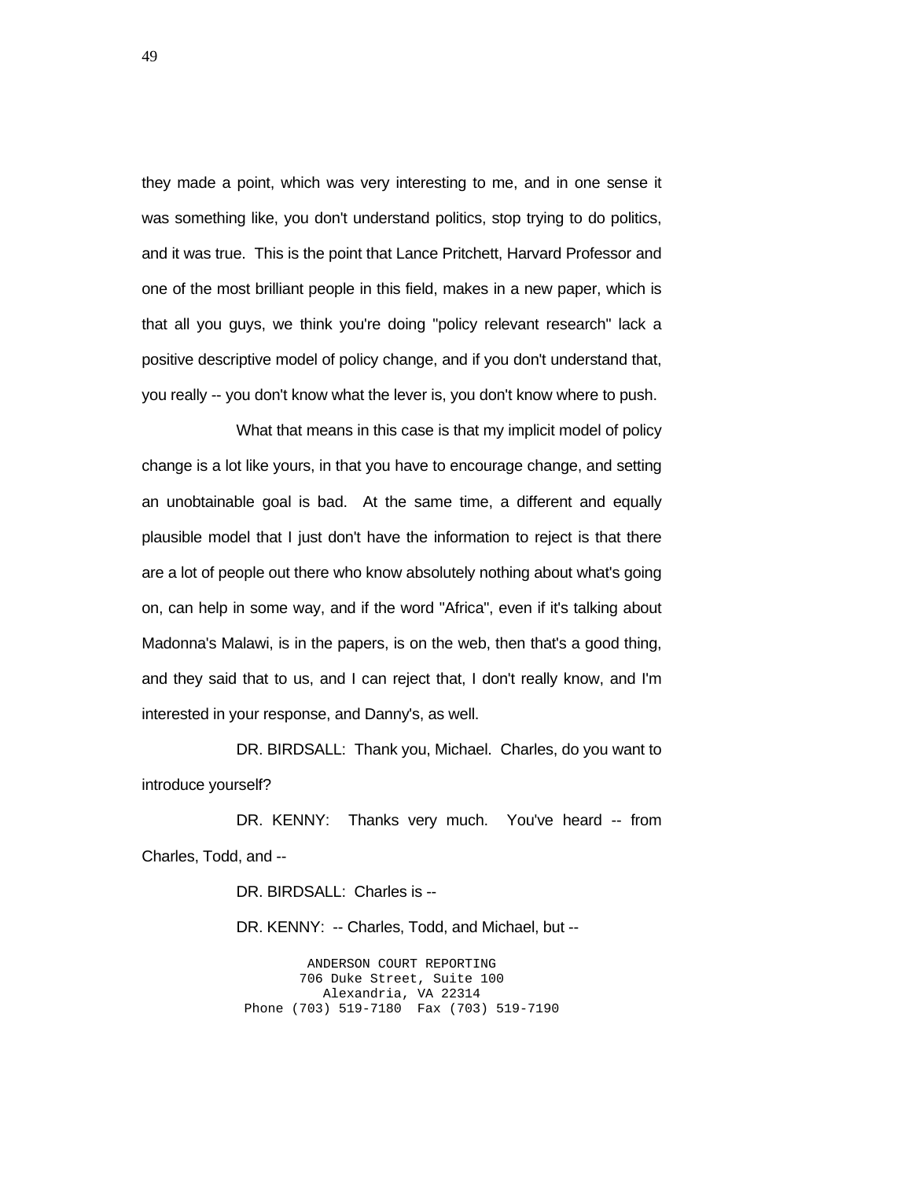they made a point, which was very interesting to me, and in one sense it was something like, you don't understand politics, stop trying to do politics, and it was true. This is the point that Lance Pritchett, Harvard Professor and one of the most brilliant people in this field, makes in a new paper, which is that all you guys, we think you're doing "policy relevant research" lack a positive descriptive model of policy change, and if you don't understand that, you really -- you don't know what the lever is, you don't know where to push.

What that means in this case is that my implicit model of policy change is a lot like yours, in that you have to encourage change, and setting an unobtainable goal is bad. At the same time, a different and equally plausible model that I just don't have the information to reject is that there are a lot of people out there who know absolutely nothing about what's going on, can help in some way, and if the word "Africa", even if it's talking about Madonna's Malawi, is in the papers, is on the web, then that's a good thing, and they said that to us, and I can reject that, I don't really know, and I'm interested in your response, and Danny's, as well.

DR. BIRDSALL: Thank you, Michael. Charles, do you want to introduce yourself?

DR. KENNY: Thanks very much. You've heard -- from Charles, Todd, and --

DR. BIRDSALL: Charles is --

DR. KENNY: -- Charles, Todd, and Michael, but --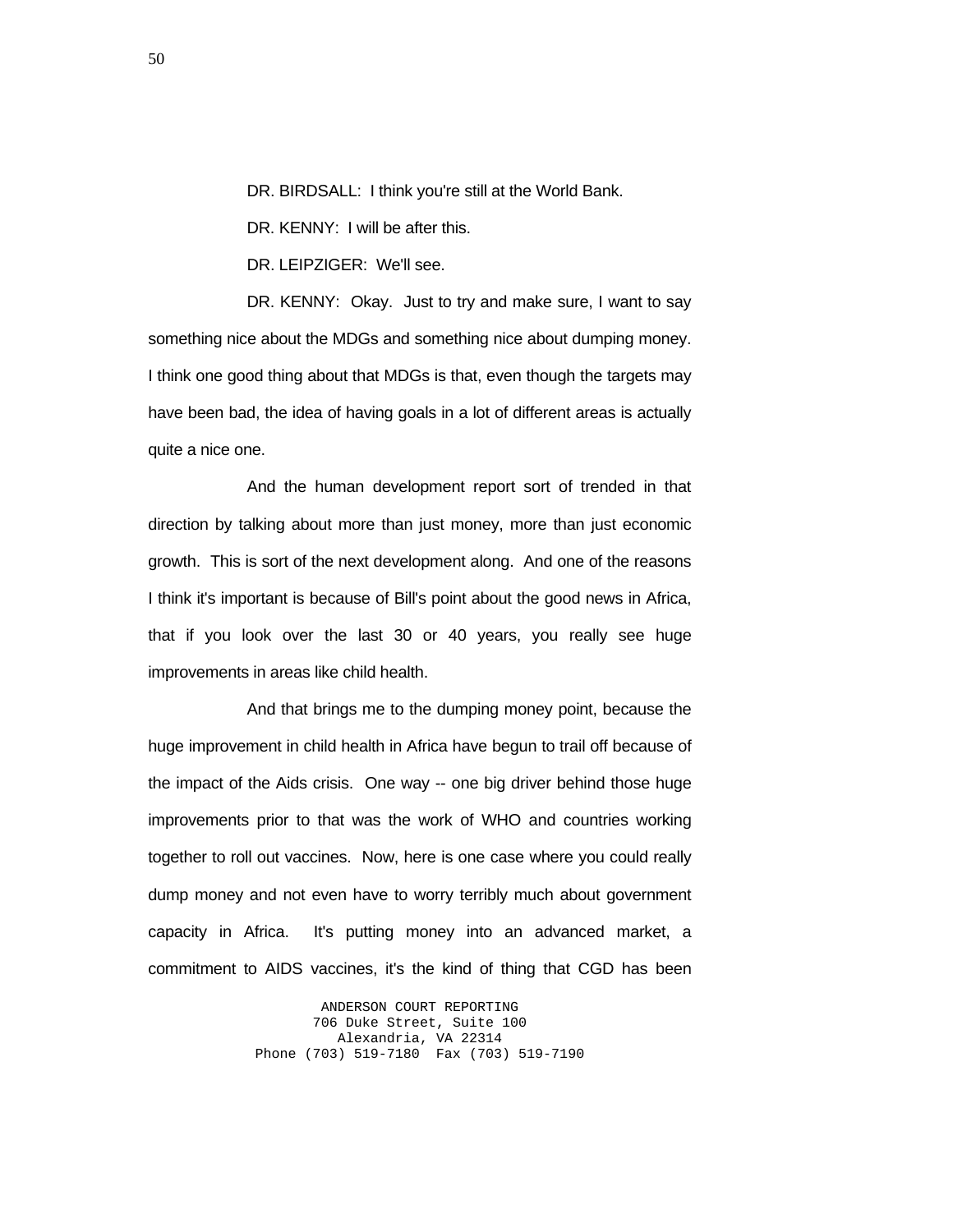DR. BIRDSALL: I think you're still at the World Bank.

DR. KENNY: I will be after this.

DR. LEIPZIGER: We'll see.

DR. KENNY: Okay. Just to try and make sure, I want to say something nice about the MDGs and something nice about dumping money. I think one good thing about that MDGs is that, even though the targets may have been bad, the idea of having goals in a lot of different areas is actually quite a nice one.

And the human development report sort of trended in that direction by talking about more than just money, more than just economic growth. This is sort of the next development along. And one of the reasons I think it's important is because of Bill's point about the good news in Africa, that if you look over the last 30 or 40 years, you really see huge improvements in areas like child health.

And that brings me to the dumping money point, because the huge improvement in child health in Africa have begun to trail off because of the impact of the Aids crisis. One way -- one big driver behind those huge improvements prior to that was the work of WHO and countries working together to roll out vaccines. Now, here is one case where you could really dump money and not even have to worry terribly much about government capacity in Africa. It's putting money into an advanced market, a commitment to AIDS vaccines, it's the kind of thing that CGD has been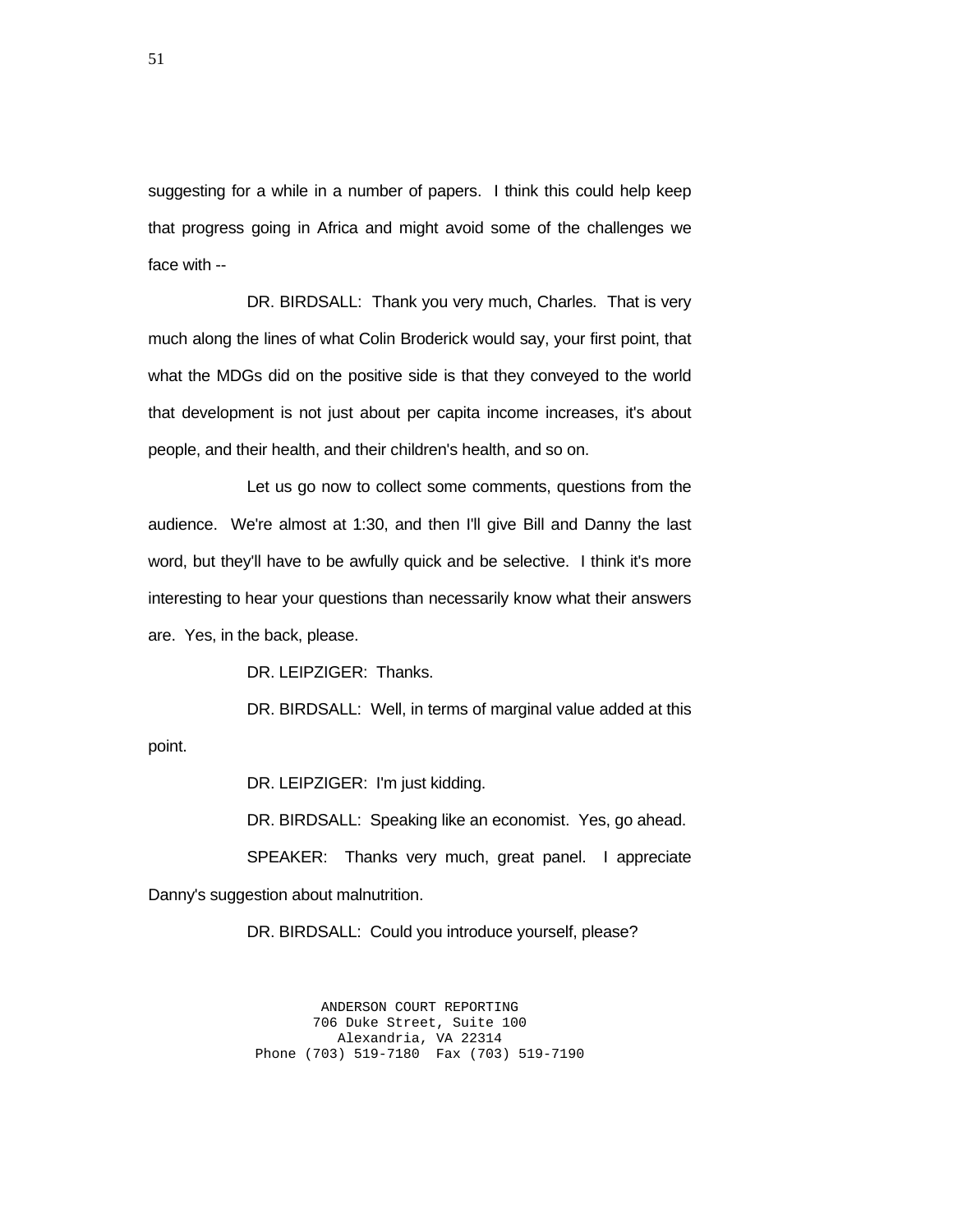suggesting for a while in a number of papers. I think this could help keep that progress going in Africa and might avoid some of the challenges we face with --

DR. BIRDSALL: Thank you very much, Charles. That is very much along the lines of what Colin Broderick would say, your first point, that what the MDGs did on the positive side is that they conveyed to the world that development is not just about per capita income increases, it's about people, and their health, and their children's health, and so on.

Let us go now to collect some comments, questions from the audience. We're almost at 1:30, and then I'll give Bill and Danny the last word, but they'll have to be awfully quick and be selective. I think it's more interesting to hear your questions than necessarily know what their answers are. Yes, in the back, please.

DR. LEIPZIGER: Thanks.

DR. BIRDSALL: Well, in terms of marginal value added at this point.

DR. LEIPZIGER: I'm just kidding.

DR. BIRDSALL: Speaking like an economist. Yes, go ahead.

SPEAKER: Thanks very much, great panel. I appreciate Danny's suggestion about malnutrition.

DR. BIRDSALL: Could you introduce yourself, please?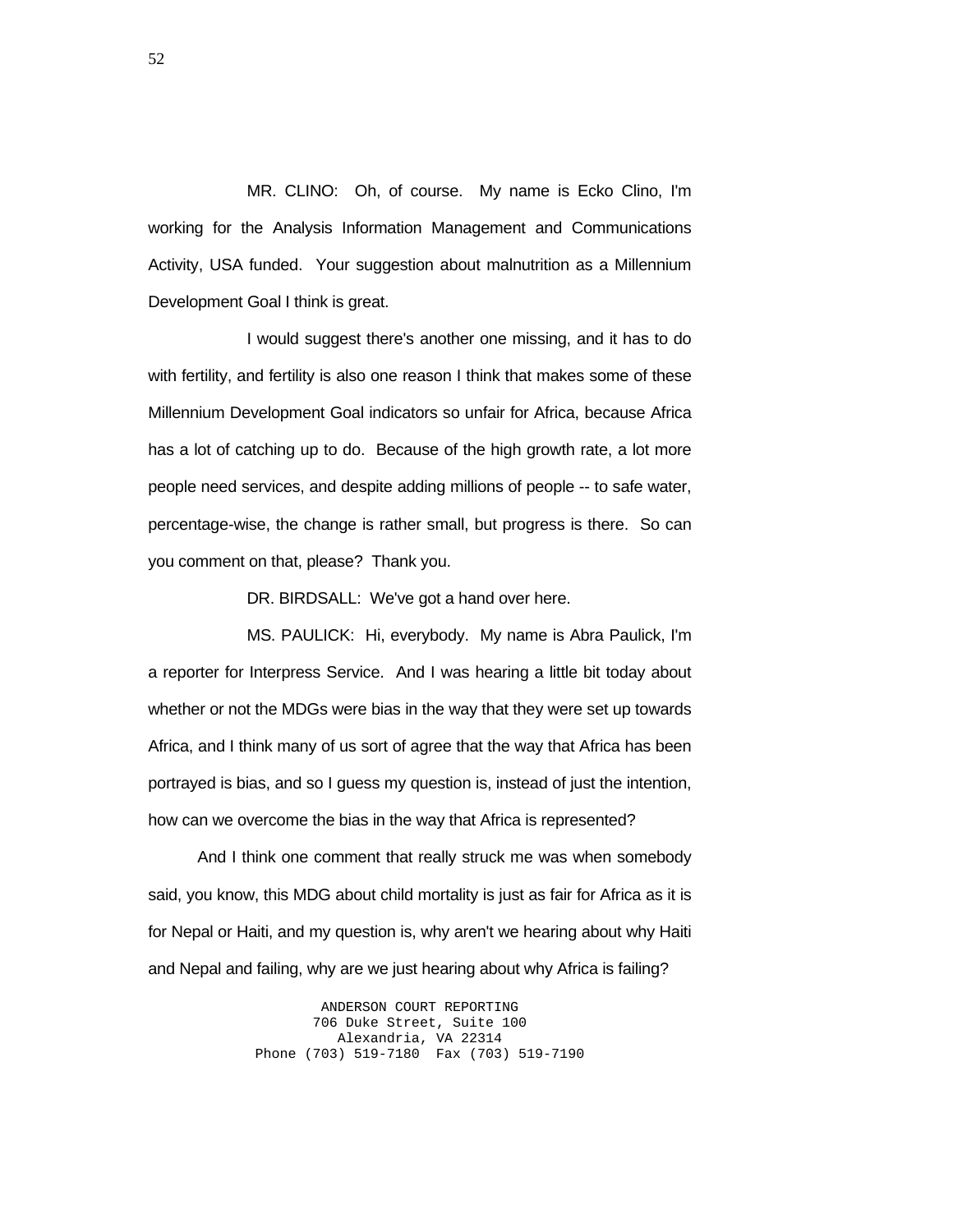MR. CLINO: Oh, of course. My name is Ecko Clino, I'm working for the Analysis Information Management and Communications Activity, USA funded. Your suggestion about malnutrition as a Millennium Development Goal I think is great.

I would suggest there's another one missing, and it has to do with fertility, and fertility is also one reason I think that makes some of these Millennium Development Goal indicators so unfair for Africa, because Africa has a lot of catching up to do. Because of the high growth rate, a lot more people need services, and despite adding millions of people -- to safe water, percentage-wise, the change is rather small, but progress is there. So can you comment on that, please? Thank you.

DR. BIRDSALL: We've got a hand over here.

MS. PAULICK: Hi, everybody. My name is Abra Paulick, I'm a reporter for Interpress Service. And I was hearing a little bit today about whether or not the MDGs were bias in the way that they were set up towards Africa, and I think many of us sort of agree that the way that Africa has been portrayed is bias, and so I guess my question is, instead of just the intention, how can we overcome the bias in the way that Africa is represented?

And I think one comment that really struck me was when somebody said, you know, this MDG about child mortality is just as fair for Africa as it is for Nepal or Haiti, and my question is, why aren't we hearing about why Haiti and Nepal and failing, why are we just hearing about why Africa is failing?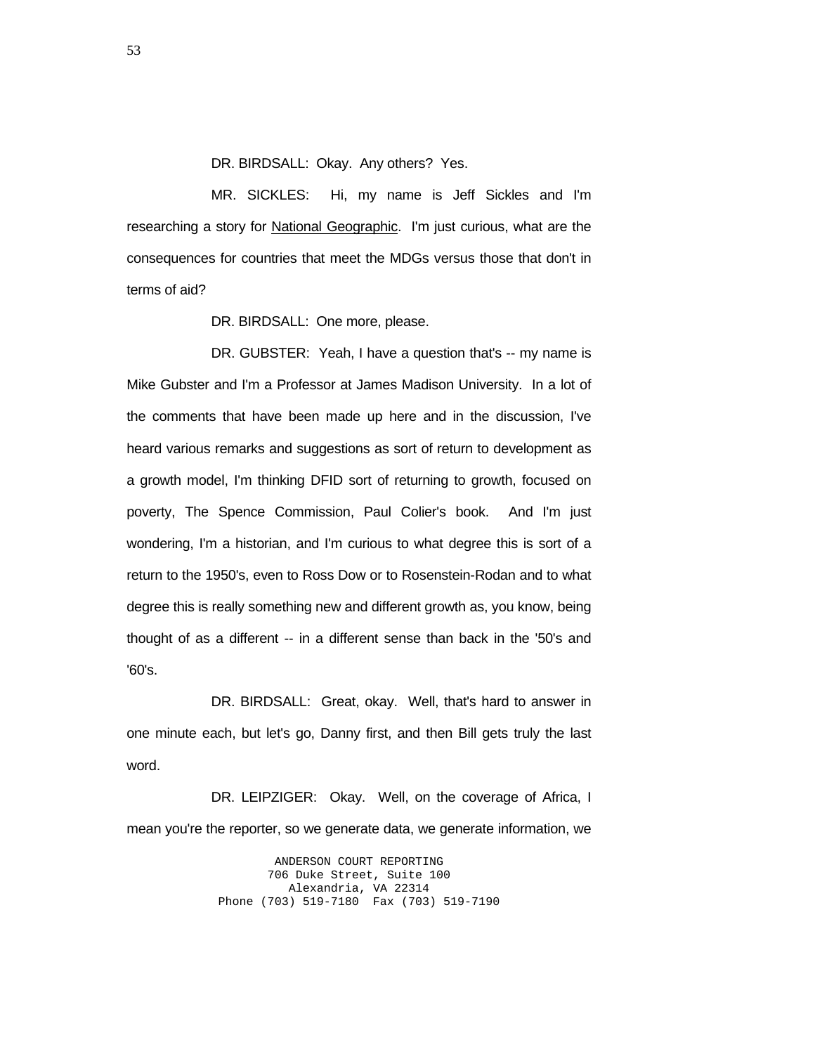DR. BIRDSALL: Okay. Any others? Yes.

MR. SICKLES: Hi, my name is Jeff Sickles and I'm researching a story for National Geographic. I'm just curious, what are the consequences for countries that meet the MDGs versus those that don't in terms of aid?

DR. BIRDSALL: One more, please.

DR. GUBSTER: Yeah, I have a question that's -- my name is Mike Gubster and I'm a Professor at James Madison University. In a lot of the comments that have been made up here and in the discussion, I've heard various remarks and suggestions as sort of return to development as a growth model, I'm thinking DFID sort of returning to growth, focused on poverty, The Spence Commission, Paul Colier's book. And I'm just wondering, I'm a historian, and I'm curious to what degree this is sort of a return to the 1950's, even to Ross Dow or to Rosenstein-Rodan and to what degree this is really something new and different growth as, you know, being thought of as a different -- in a different sense than back in the '50's and '60's.

DR. BIRDSALL: Great, okay. Well, that's hard to answer in one minute each, but let's go, Danny first, and then Bill gets truly the last word.

DR. LEIPZIGER: Okay. Well, on the coverage of Africa, I mean you're the reporter, so we generate data, we generate information, we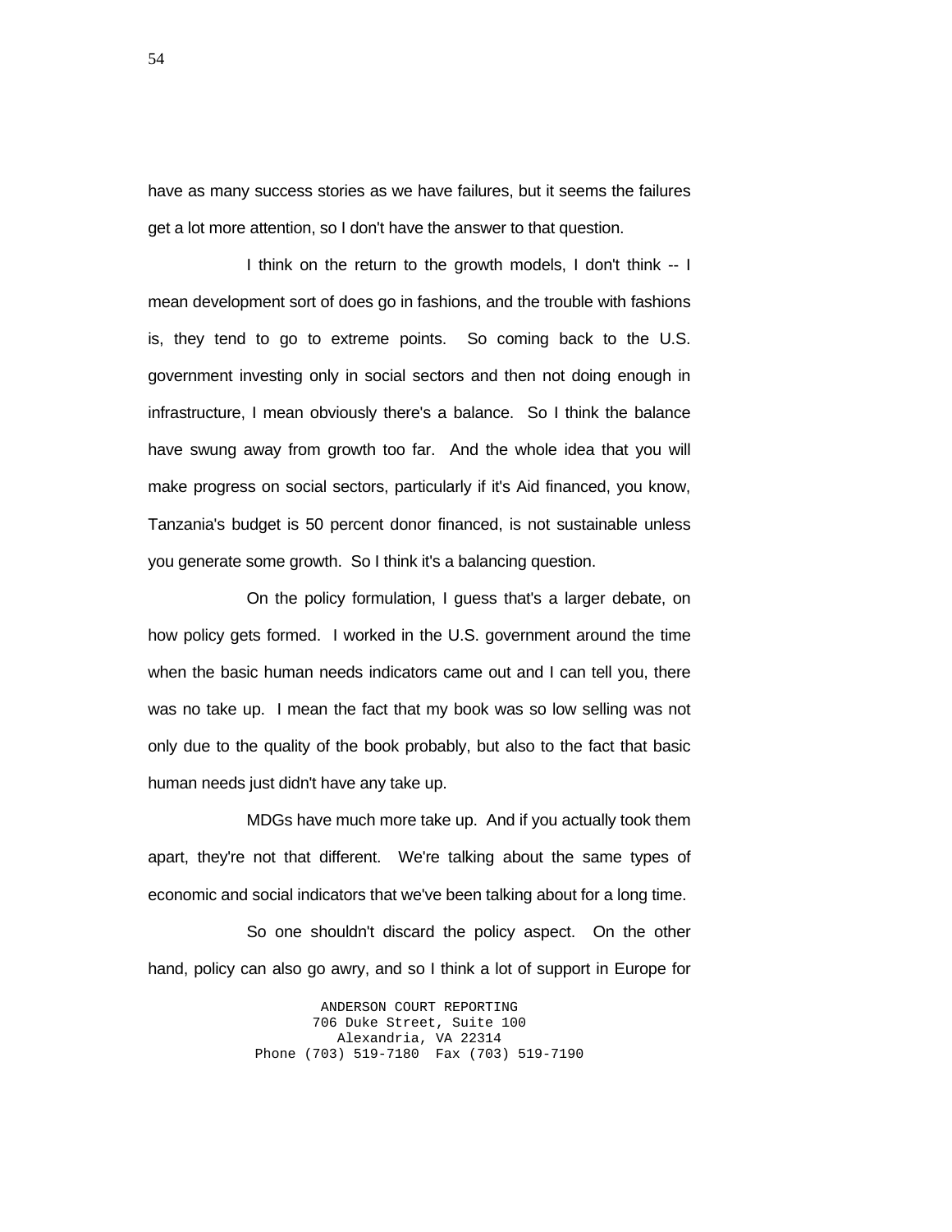have as many success stories as we have failures, but it seems the failures get a lot more attention, so I don't have the answer to that question.

I think on the return to the growth models, I don't think -- I mean development sort of does go in fashions, and the trouble with fashions is, they tend to go to extreme points. So coming back to the U.S. government investing only in social sectors and then not doing enough in infrastructure, I mean obviously there's a balance. So I think the balance have swung away from growth too far. And the whole idea that you will make progress on social sectors, particularly if it's Aid financed, you know, Tanzania's budget is 50 percent donor financed, is not sustainable unless you generate some growth. So I think it's a balancing question.

On the policy formulation, I guess that's a larger debate, on how policy gets formed. I worked in the U.S. government around the time when the basic human needs indicators came out and I can tell you, there was no take up. I mean the fact that my book was so low selling was not only due to the quality of the book probably, but also to the fact that basic human needs just didn't have any take up.

MDGs have much more take up. And if you actually took them apart, they're not that different. We're talking about the same types of economic and social indicators that we've been talking about for a long time.

So one shouldn't discard the policy aspect. On the other hand, policy can also go awry, and so I think a lot of support in Europe for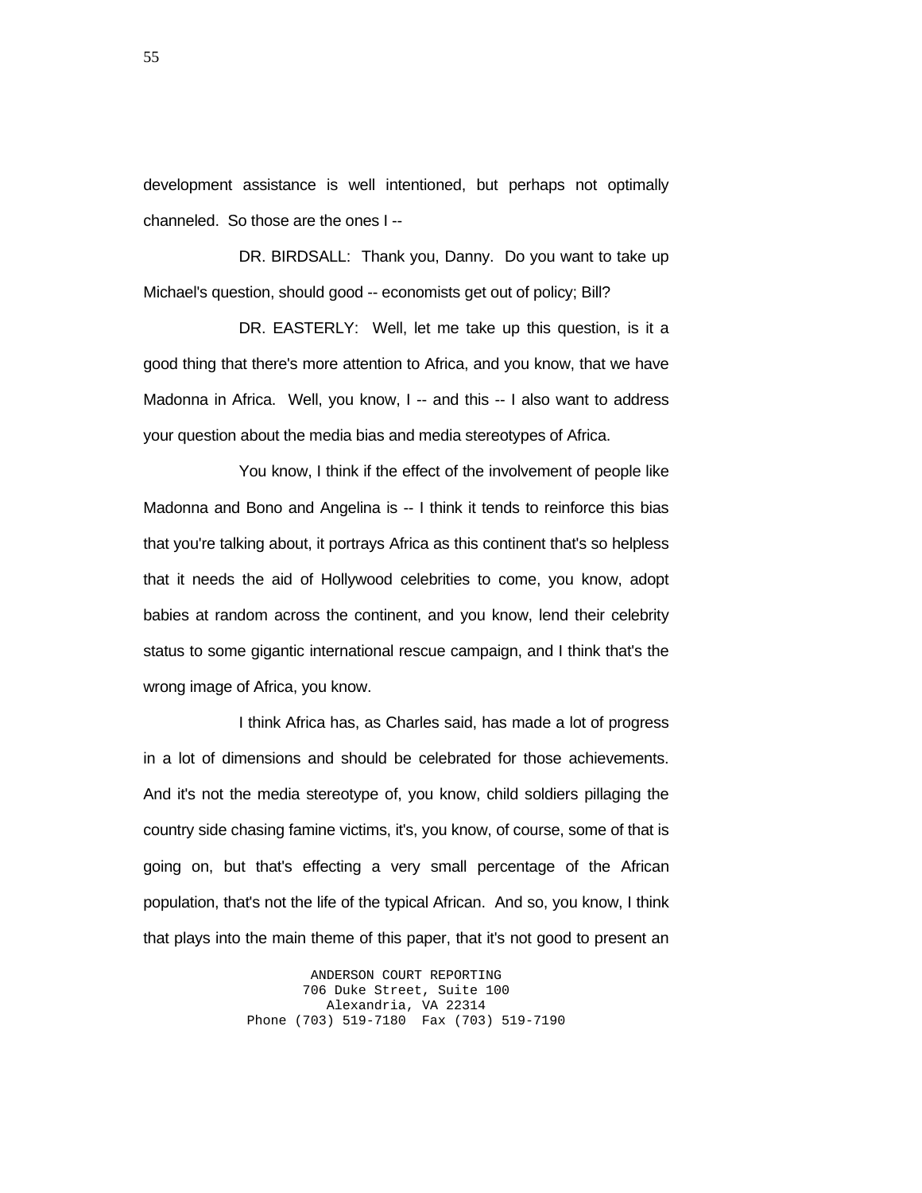development assistance is well intentioned, but perhaps not optimally channeled. So those are the ones I --

DR. BIRDSALL: Thank you, Danny. Do you want to take up Michael's question, should good -- economists get out of policy; Bill?

DR. EASTERLY: Well, let me take up this question, is it a good thing that there's more attention to Africa, and you know, that we have Madonna in Africa. Well, you know, I -- and this -- I also want to address your question about the media bias and media stereotypes of Africa.

You know, I think if the effect of the involvement of people like Madonna and Bono and Angelina is -- I think it tends to reinforce this bias that you're talking about, it portrays Africa as this continent that's so helpless that it needs the aid of Hollywood celebrities to come, you know, adopt babies at random across the continent, and you know, lend their celebrity status to some gigantic international rescue campaign, and I think that's the wrong image of Africa, you know.

I think Africa has, as Charles said, has made a lot of progress in a lot of dimensions and should be celebrated for those achievements. And it's not the media stereotype of, you know, child soldiers pillaging the country side chasing famine victims, it's, you know, of course, some of that is going on, but that's effecting a very small percentage of the African population, that's not the life of the typical African. And so, you know, I think that plays into the main theme of this paper, that it's not good to present an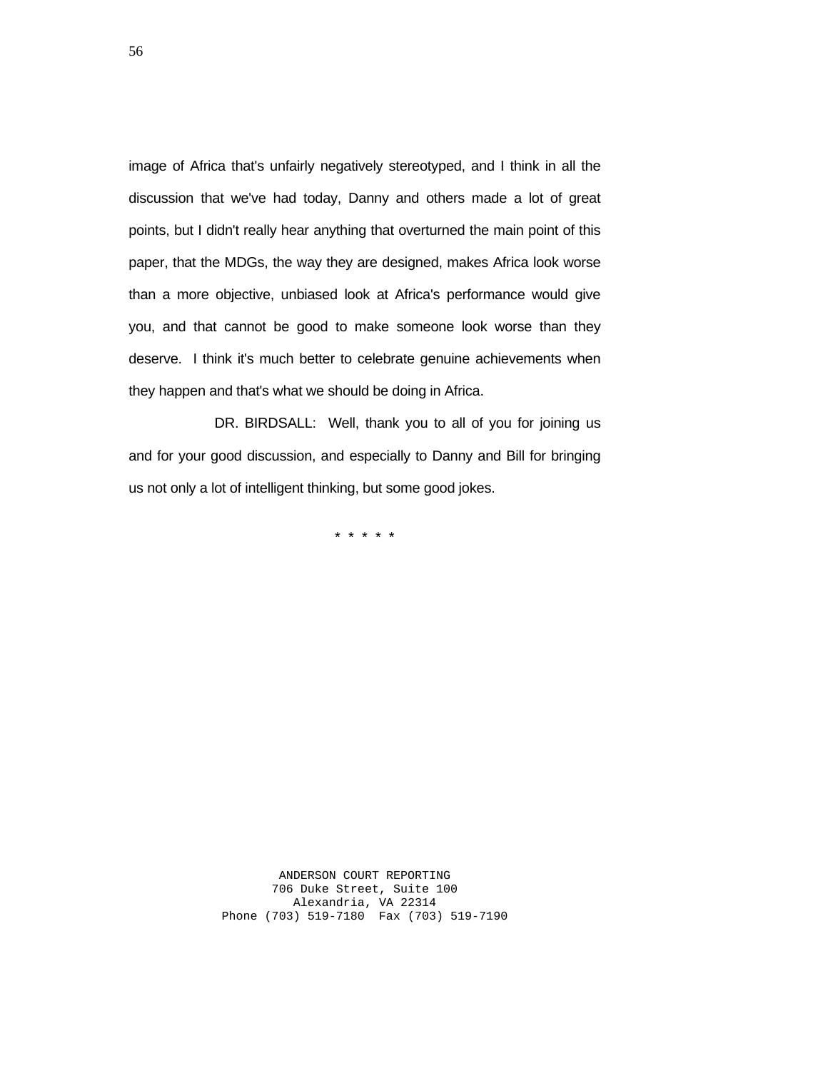image of Africa that's unfairly negatively stereotyped, and I think in all the discussion that we've had today, Danny and others made a lot of great points, but I didn't really hear anything that overturned the main point of this paper, that the MDGs, the way they are designed, makes Africa look worse than a more objective, unbiased look at Africa's performance would give you, and that cannot be good to make someone look worse than they deserve. I think it's much better to celebrate genuine achievements when they happen and that's what we should be doing in Africa.

DR. BIRDSALL: Well, thank you to all of you for joining us and for your good discussion, and especially to Danny and Bill for bringing us not only a lot of intelligent thinking, but some good jokes.

\* \* \* \* \*